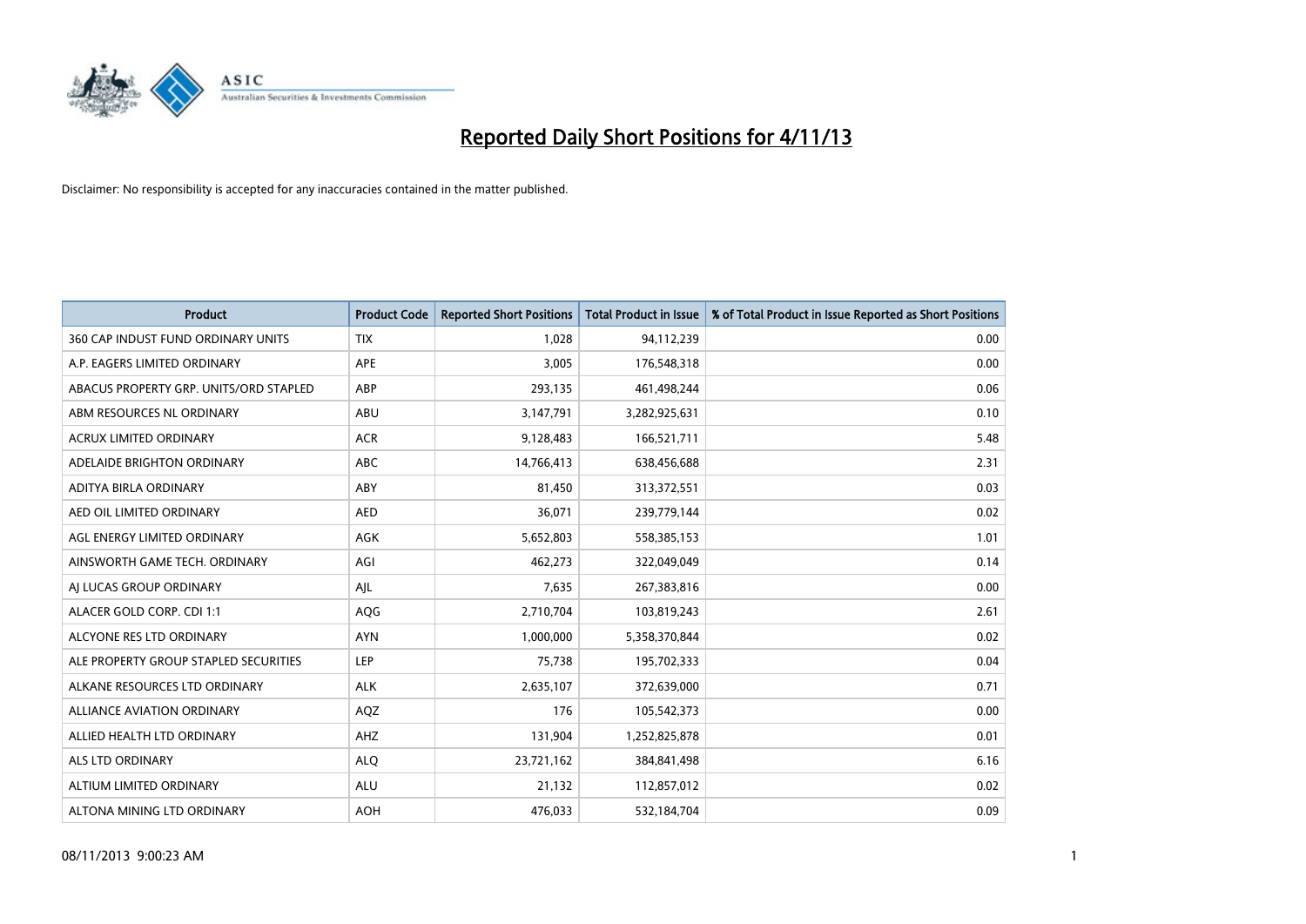# Reported Daily Short Positions for 4/11/13

Disclaimer: No responsibility is accepted for any inaccuracies contained in the matter published.

| Product | Product Code | Reported Short Positions | Total Product in Issue | % of Total Product in Issue Reported as Short Positions |
|---|---|---|---|---|
| 360 CAP INDUST FUND ORDINARY UNITS | TIX | 1,028 | 94,112,239 | 0.00 |
| A.P. EAGERS LIMITED ORDINARY | APE | 3,005 | 176,548,318 | 0.00 |
| ABACUS PROPERTY GRP. UNITS/ORD STAPLED | ABP | 293,135 | 461,498,244 | 0.06 |
| ABM RESOURCES NL ORDINARY | ABU | 3,147,791 | 3,282,925,631 | 0.10 |
| ACRUX LIMITED ORDINARY | ACR | 9,128,483 | 166,521,711 | 5.48 |
| ADELAIDE BRIGHTON ORDINARY | ABC | 14,766,413 | 638,456,688 | 2.31 |
| ADITYA BIRLA ORDINARY | ABY | 81,450 | 313,372,551 | 0.03 |
| AED OIL LIMITED ORDINARY | AED | 36,071 | 239,779,144 | 0.02 |
| AGL ENERGY LIMITED ORDINARY | AGK | 5,652,803 | 558,385,153 | 1.01 |
| AINSWORTH GAME TECH. ORDINARY | AGI | 462,273 | 322,049,049 | 0.14 |
| AJ LUCAS GROUP ORDINARY | AJL | 7,635 | 267,383,816 | 0.00 |
| ALACER GOLD CORP. CDI 1:1 | AQG | 2,710,704 | 103,819,243 | 2.61 |
| ALCYONE RES LTD ORDINARY | AYN | 1,000,000 | 5,358,370,844 | 0.02 |
| ALE PROPERTY GROUP STAPLED SECURITIES | LEP | 75,738 | 195,702,333 | 0.04 |
| ALKANE RESOURCES LTD ORDINARY | ALK | 2,635,107 | 372,639,000 | 0.71 |
| ALLIANCE AVIATION ORDINARY | AQZ | 176 | 105,542,373 | 0.00 |
| ALLIED HEALTH LTD ORDINARY | AHZ | 131,904 | 1,252,825,878 | 0.01 |
| ALS LTD ORDINARY | ALQ | 23,721,162 | 384,841,498 | 6.16 |
| ALTIUM LIMITED ORDINARY | ALU | 21,132 | 112,857,012 | 0.02 |
| ALTONA MINING LTD ORDINARY | AOH | 476,033 | 532,184,704 | 0.09 |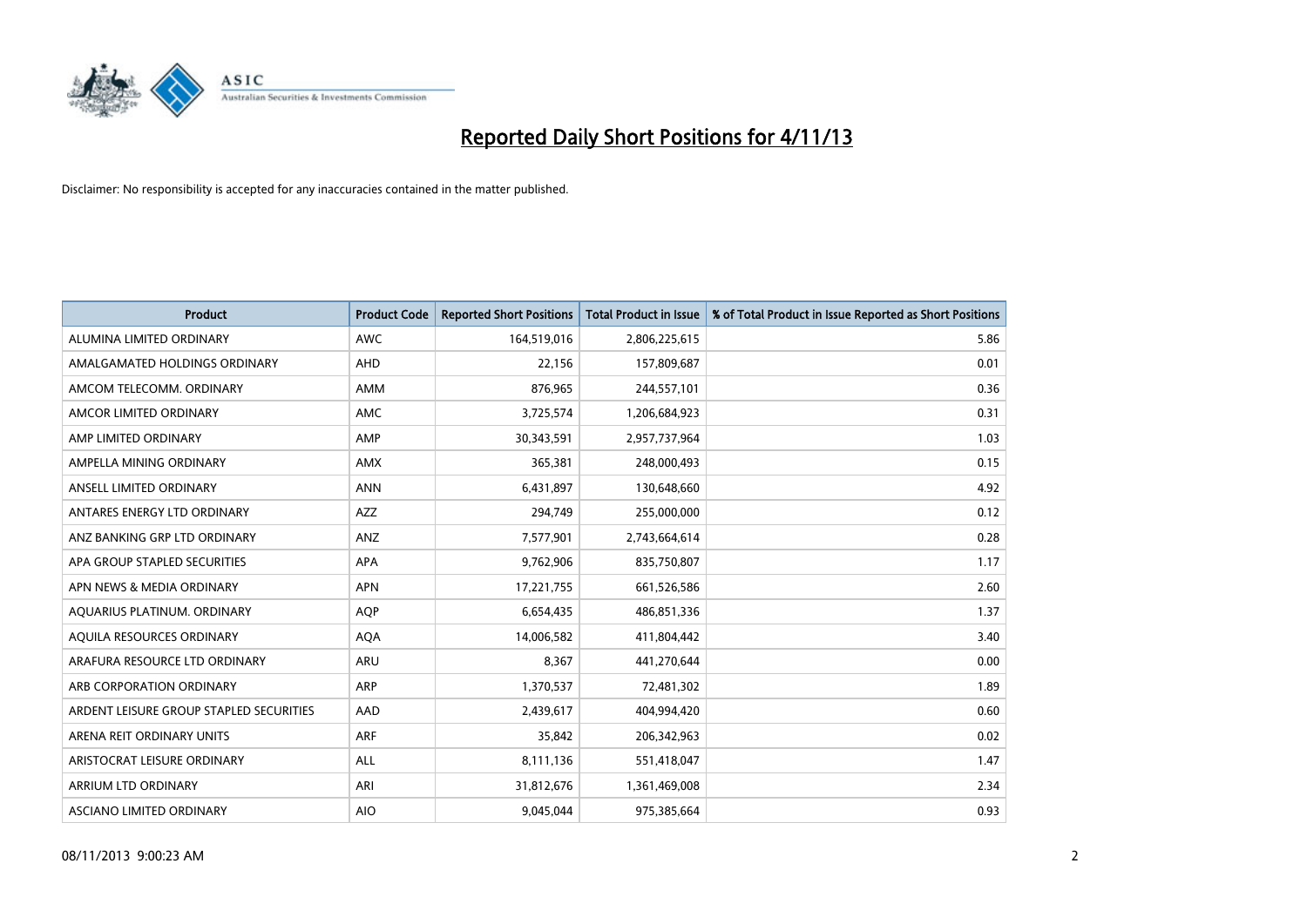# Reported Daily Short Positions for 4/11/13

Disclaimer: No responsibility is accepted for any inaccuracies contained in the matter published.

| Product | Product Code | Reported Short Positions | Total Product in Issue | % of Total Product in Issue Reported as Short Positions |
|---|---|---|---|---|
| ALUMINA LIMITED ORDINARY | AWC | 164,519,016 | 2,806,225,615 | 5.86 |
| AMALGAMATED HOLDINGS ORDINARY | AHD | 22,156 | 157,809,687 | 0.01 |
| AMCOM TELECOMM. ORDINARY | AMM | 876,965 | 244,557,101 | 0.36 |
| AMCOR LIMITED ORDINARY | AMC | 3,725,574 | 1,206,684,923 | 0.31 |
| AMP LIMITED ORDINARY | AMP | 30,343,591 | 2,957,737,964 | 1.03 |
| AMPELLA MINING ORDINARY | AMX | 365,381 | 248,000,493 | 0.15 |
| ANSELL LIMITED ORDINARY | ANN | 6,431,897 | 130,648,660 | 4.92 |
| ANTARES ENERGY LTD ORDINARY | AZZ | 294,749 | 255,000,000 | 0.12 |
| ANZ BANKING GRP LTD ORDINARY | ANZ | 7,577,901 | 2,743,664,614 | 0.28 |
| APA GROUP STAPLED SECURITIES | APA | 9,762,906 | 835,750,807 | 1.17 |
| APN NEWS & MEDIA ORDINARY | APN | 17,221,755 | 661,526,586 | 2.60 |
| AQUARIUS PLATINUM. ORDINARY | AQP | 6,654,435 | 486,851,336 | 1.37 |
| AQUILA RESOURCES ORDINARY | AQA | 14,006,582 | 411,804,442 | 3.40 |
| ARAFURA RESOURCE LTD ORDINARY | ARU | 8,367 | 441,270,644 | 0.00 |
| ARB CORPORATION ORDINARY | ARP | 1,370,537 | 72,481,302 | 1.89 |
| ARDENT LEISURE GROUP STAPLED SECURITIES | AAD | 2,439,617 | 404,994,420 | 0.60 |
| ARENA REIT ORDINARY UNITS | ARF | 35,842 | 206,342,963 | 0.02 |
| ARISTOCRAT LEISURE ORDINARY | ALL | 8,111,136 | 551,418,047 | 1.47 |
| ARRIUM LTD ORDINARY | ARI | 31,812,676 | 1,361,469,008 | 2.34 |
| ASCIANO LIMITED ORDINARY | AIO | 9,045,044 | 975,385,664 | 0.93 |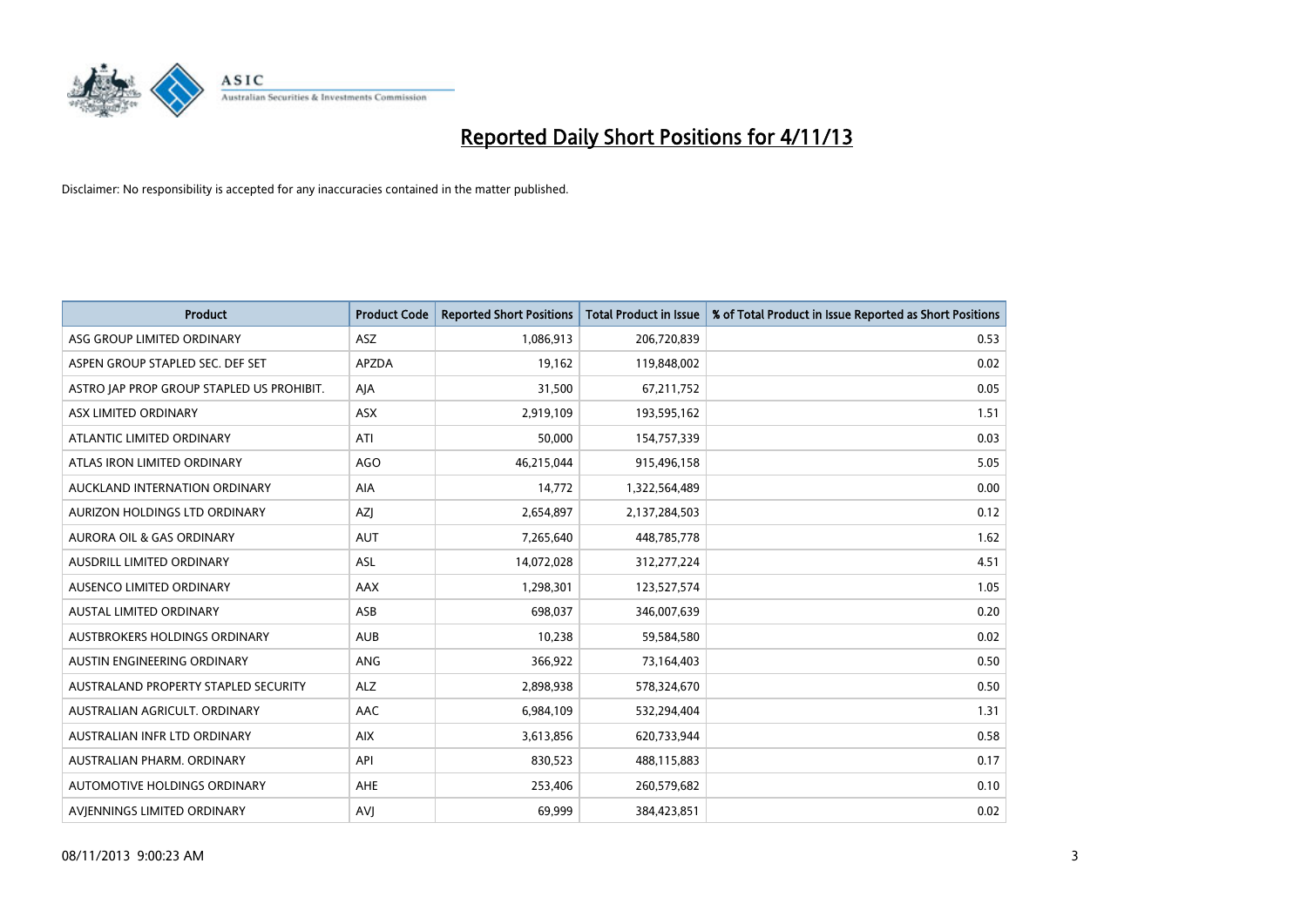# Reported Daily Short Positions for 4/11/13

Disclaimer: No responsibility is accepted for any inaccuracies contained in the matter published.

| Product | Product Code | Reported Short Positions | Total Product in Issue | % of Total Product in Issue Reported as Short Positions |
|---|---|---|---|---|
| ASG GROUP LIMITED ORDINARY | ASZ | 1,086,913 | 206,720,839 | 0.53 |
| ASPEN GROUP STAPLED SEC. DEF SET | APZDA | 19,162 | 119,848,002 | 0.02 |
| ASTRO JAP PROP GROUP STAPLED US PROHIBIT. | AJA | 31,500 | 67,211,752 | 0.05 |
| ASX LIMITED ORDINARY | ASX | 2,919,109 | 193,595,162 | 1.51 |
| ATLANTIC LIMITED ORDINARY | ATI | 50,000 | 154,757,339 | 0.03 |
| ATLAS IRON LIMITED ORDINARY | AGO | 46,215,044 | 915,496,158 | 5.05 |
| AUCKLAND INTERNATION ORDINARY | AIA | 14,772 | 1,322,564,489 | 0.00 |
| AURIZON HOLDINGS LTD ORDINARY | AZJ | 2,654,897 | 2,137,284,503 | 0.12 |
| AURORA OIL & GAS ORDINARY | AUT | 7,265,640 | 448,785,778 | 1.62 |
| AUSDRILL LIMITED ORDINARY | ASL | 14,072,028 | 312,277,224 | 4.51 |
| AUSENCO LIMITED ORDINARY | AAX | 1,298,301 | 123,527,574 | 1.05 |
| AUSTAL LIMITED ORDINARY | ASB | 698,037 | 346,007,639 | 0.20 |
| AUSTBROKERS HOLDINGS ORDINARY | AUB | 10,238 | 59,584,580 | 0.02 |
| AUSTIN ENGINEERING ORDINARY | ANG | 366,922 | 73,164,403 | 0.50 |
| AUSTRALAND PROPERTY STAPLED SECURITY | ALZ | 2,898,938 | 578,324,670 | 0.50 |
| AUSTRALIAN AGRICULT. ORDINARY | AAC | 6,984,109 | 532,294,404 | 1.31 |
| AUSTRALIAN INFR LTD ORDINARY | AIX | 3,613,856 | 620,733,944 | 0.58 |
| AUSTRALIAN PHARM. ORDINARY | API | 830,523 | 488,115,883 | 0.17 |
| AUTOMOTIVE HOLDINGS ORDINARY | AHE | 253,406 | 260,579,682 | 0.10 |
| AVJENNINGS LIMITED ORDINARY | AVJ | 69,999 | 384,423,851 | 0.02 |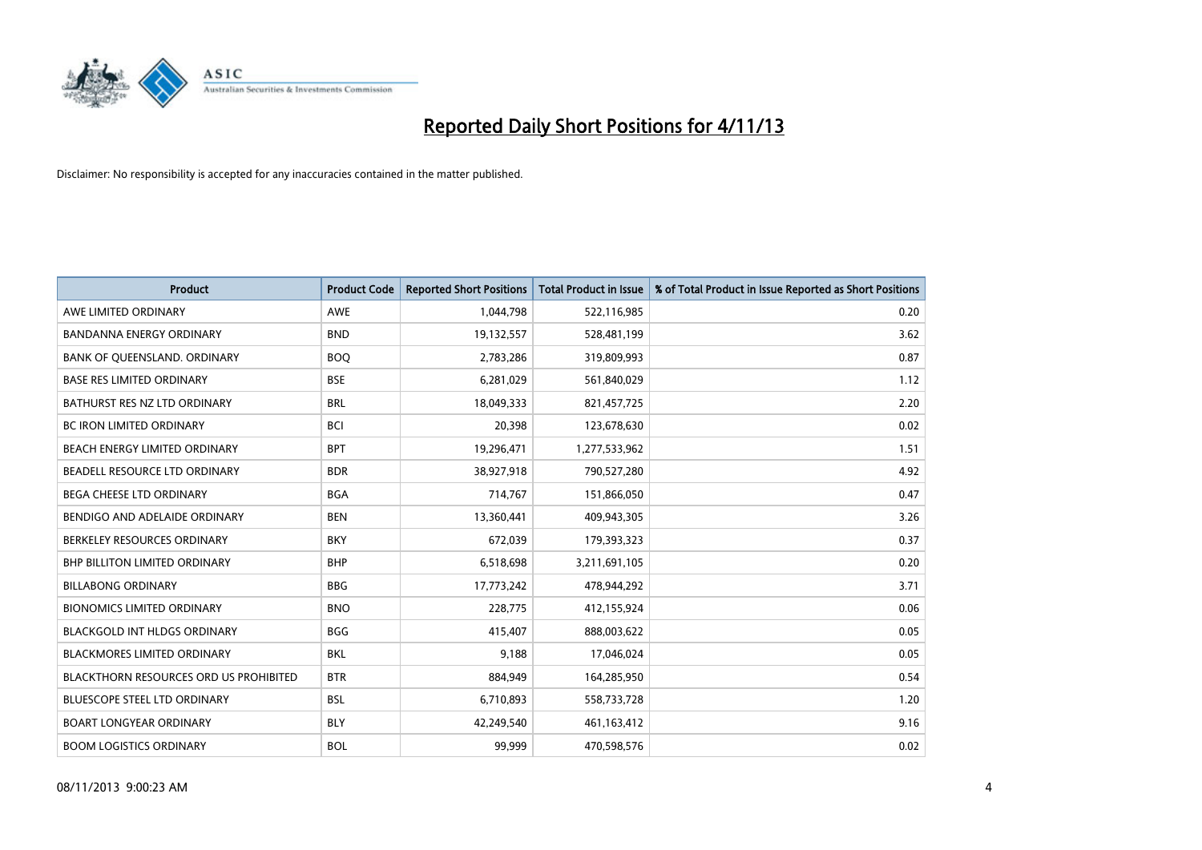# Reported Daily Short Positions for 4/11/13

Disclaimer: No responsibility is accepted for any inaccuracies contained in the matter published.

| Product | Product Code | Reported Short Positions | Total Product in Issue | % of Total Product in Issue Reported as Short Positions |
| --- | --- | --- | --- | --- |
| AWE LIMITED ORDINARY | AWE | 1,044,798 | 522,116,985 | 0.20 |
| BANDANNA ENERGY ORDINARY | BND | 19,132,557 | 528,481,199 | 3.62 |
| BANK OF QUEENSLAND. ORDINARY | BOQ | 2,783,286 | 319,809,993 | 0.87 |
| BASE RES LIMITED ORDINARY | BSE | 6,281,029 | 561,840,029 | 1.12 |
| BATHURST RES NZ LTD ORDINARY | BRL | 18,049,333 | 821,457,725 | 2.20 |
| BC IRON LIMITED ORDINARY | BCI | 20,398 | 123,678,630 | 0.02 |
| BEACH ENERGY LIMITED ORDINARY | BPT | 19,296,471 | 1,277,533,962 | 1.51 |
| BEADELL RESOURCE LTD ORDINARY | BDR | 38,927,918 | 790,527,280 | 4.92 |
| BEGA CHEESE LTD ORDINARY | BGA | 714,767 | 151,866,050 | 0.47 |
| BENDIGO AND ADELAIDE ORDINARY | BEN | 13,360,441 | 409,943,305 | 3.26 |
| BERKELEY RESOURCES ORDINARY | BKY | 672,039 | 179,393,323 | 0.37 |
| BHP BILLITON LIMITED ORDINARY | BHP | 6,518,698 | 3,211,691,105 | 0.20 |
| BILLABONG ORDINARY | BBG | 17,773,242 | 478,944,292 | 3.71 |
| BIONOMICS LIMITED ORDINARY | BNO | 228,775 | 412,155,924 | 0.06 |
| BLACKGOLD INT HLDGS ORDINARY | BGG | 415,407 | 888,003,622 | 0.05 |
| BLACKMORES LIMITED ORDINARY | BKL | 9,188 | 17,046,024 | 0.05 |
| BLACKTHORN RESOURCES ORD US PROHIBITED | BTR | 884,949 | 164,285,950 | 0.54 |
| BLUESCOPE STEEL LTD ORDINARY | BSL | 6,710,893 | 558,733,728 | 1.20 |
| BOART LONGYEAR ORDINARY | BLY | 42,249,540 | 461,163,412 | 9.16 |
| BOOM LOGISTICS ORDINARY | BOL | 99,999 | 470,598,576 | 0.02 |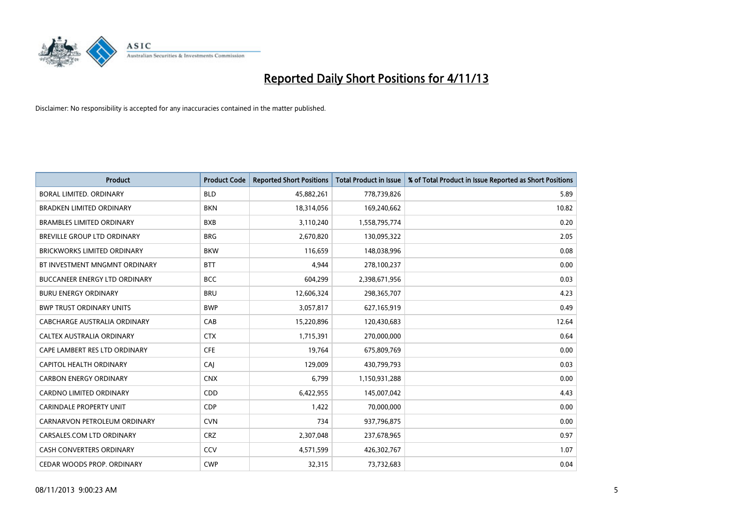# Reported Daily Short Positions for 4/11/13

Disclaimer: No responsibility is accepted for any inaccuracies contained in the matter published.

| Product | Product Code | Reported Short Positions | Total Product in Issue | % of Total Product in Issue Reported as Short Positions |
|---|---|---|---|---|
| BORAL LIMITED. ORDINARY | BLD | 45,882,261 | 778,739,826 | 5.89 |
| BRADKEN LIMITED ORDINARY | BKN | 18,314,056 | 169,240,662 | 10.82 |
| BRAMBLES LIMITED ORDINARY | BXB | 3,110,240 | 1,558,795,774 | 0.20 |
| BREVILLE GROUP LTD ORDINARY | BRG | 2,670,820 | 130,095,322 | 2.05 |
| BRICKWORKS LIMITED ORDINARY | BKW | 116,659 | 148,038,996 | 0.08 |
| BT INVESTMENT MNGMNT ORDINARY | BTT | 4,944 | 278,100,237 | 0.00 |
| BUCCANEER ENERGY LTD ORDINARY | BCC | 604,299 | 2,398,671,956 | 0.03 |
| BURU ENERGY ORDINARY | BRU | 12,606,324 | 298,365,707 | 4.23 |
| BWP TRUST ORDINARY UNITS | BWP | 3,057,817 | 627,165,919 | 0.49 |
| CABCHARGE AUSTRALIA ORDINARY | CAB | 15,220,896 | 120,430,683 | 12.64 |
| CALTEX AUSTRALIA ORDINARY | CTX | 1,715,391 | 270,000,000 | 0.64 |
| CAPE LAMBERT RES LTD ORDINARY | CFE | 19,764 | 675,809,769 | 0.00 |
| CAPITOL HEALTH ORDINARY | CAJ | 129,009 | 430,799,793 | 0.03 |
| CARBON ENERGY ORDINARY | CNX | 6,799 | 1,150,931,288 | 0.00 |
| CARDNO LIMITED ORDINARY | CDD | 6,422,955 | 145,007,042 | 4.43 |
| CARINDALE PROPERTY UNIT | CDP | 1,422 | 70,000,000 | 0.00 |
| CARNARVON PETROLEUM ORDINARY | CVN | 734 | 937,796,875 | 0.00 |
| CARSALES.COM LTD ORDINARY | CRZ | 2,307,048 | 237,678,965 | 0.97 |
| CASH CONVERTERS ORDINARY | CCV | 4,571,599 | 426,302,767 | 1.07 |
| CEDAR WOODS PROP. ORDINARY | CWP | 32,315 | 73,732,683 | 0.04 |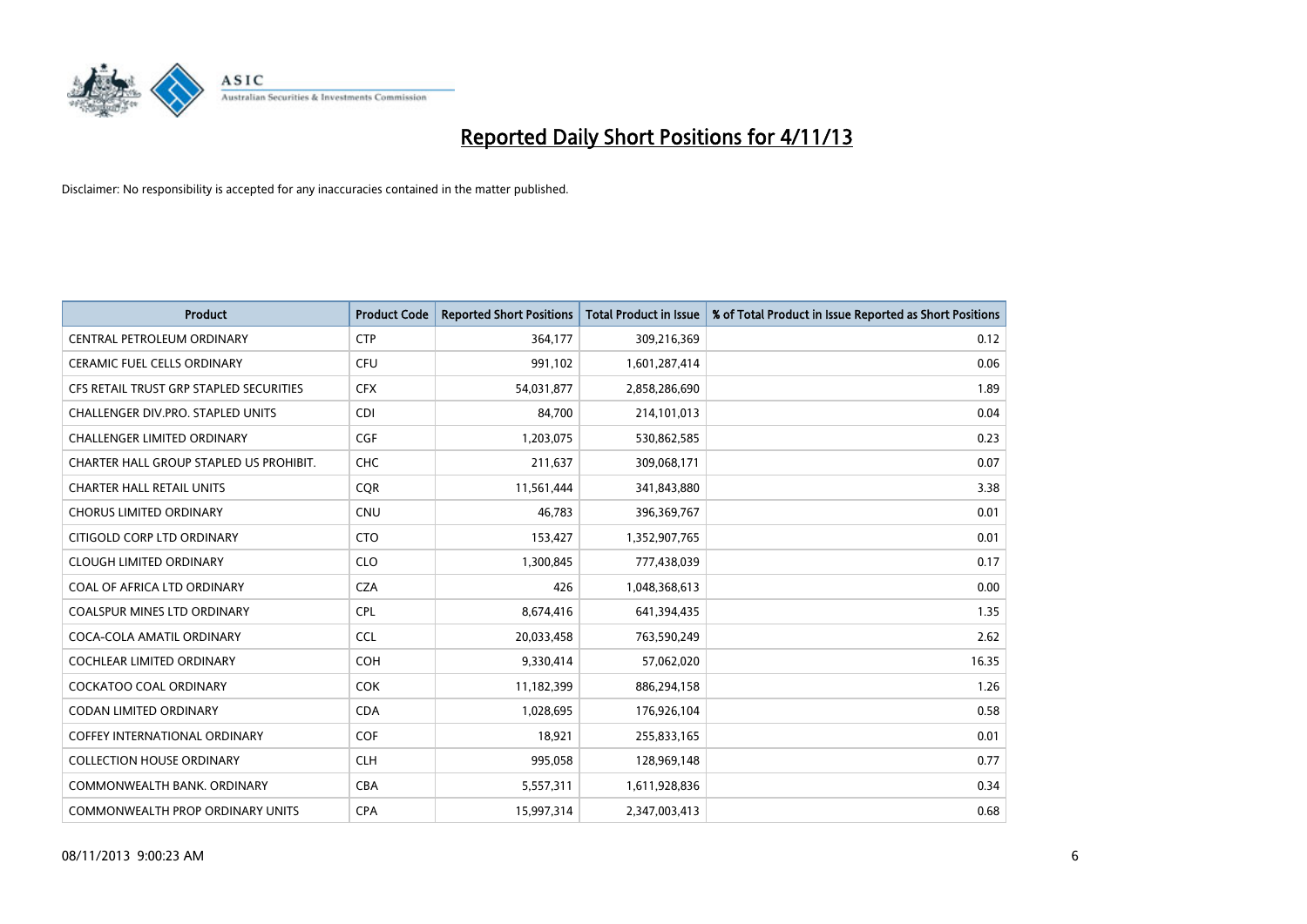# Reported Daily Short Positions for 4/11/13

Disclaimer: No responsibility is accepted for any inaccuracies contained in the matter published.

| Product | Product Code | Reported Short Positions | Total Product in Issue | % of Total Product in Issue Reported as Short Positions |
|---|---|---|---|---|
| CENTRAL PETROLEUM ORDINARY | CTP | 364,177 | 309,216,369 | 0.12 |
| CERAMIC FUEL CELLS ORDINARY | CFU | 991,102 | 1,601,287,414 | 0.06 |
| CFS RETAIL TRUST GRP STAPLED SECURITIES | CFX | 54,031,877 | 2,858,286,690 | 1.89 |
| CHALLENGER DIV.PRO. STAPLED UNITS | CDI | 84,700 | 214,101,013 | 0.04 |
| CHALLENGER LIMITED ORDINARY | CGF | 1,203,075 | 530,862,585 | 0.23 |
| CHARTER HALL GROUP STAPLED US PROHIBIT. | CHC | 211,637 | 309,068,171 | 0.07 |
| CHARTER HALL RETAIL UNITS | CQR | 11,561,444 | 341,843,880 | 3.38 |
| CHORUS LIMITED ORDINARY | CNU | 46,783 | 396,369,767 | 0.01 |
| CITIGOLD CORP LTD ORDINARY | CTO | 153,427 | 1,352,907,765 | 0.01 |
| CLOUGH LIMITED ORDINARY | CLO | 1,300,845 | 777,438,039 | 0.17 |
| COAL OF AFRICA LTD ORDINARY | CZA | 426 | 1,048,368,613 | 0.00 |
| COALSPUR MINES LTD ORDINARY | CPL | 8,674,416 | 641,394,435 | 1.35 |
| COCA-COLA AMATIL ORDINARY | CCL | 20,033,458 | 763,590,249 | 2.62 |
| COCHLEAR LIMITED ORDINARY | COH | 9,330,414 | 57,062,020 | 16.35 |
| COCKATOO COAL ORDINARY | COK | 11,182,399 | 886,294,158 | 1.26 |
| CODAN LIMITED ORDINARY | CDA | 1,028,695 | 176,926,104 | 0.58 |
| COFFEY INTERNATIONAL ORDINARY | COF | 18,921 | 255,833,165 | 0.01 |
| COLLECTION HOUSE ORDINARY | CLH | 995,058 | 128,969,148 | 0.77 |
| COMMONWEALTH BANK. ORDINARY | CBA | 5,557,311 | 1,611,928,836 | 0.34 |
| COMMONWEALTH PROP ORDINARY UNITS | CPA | 15,997,314 | 2,347,003,413 | 0.68 |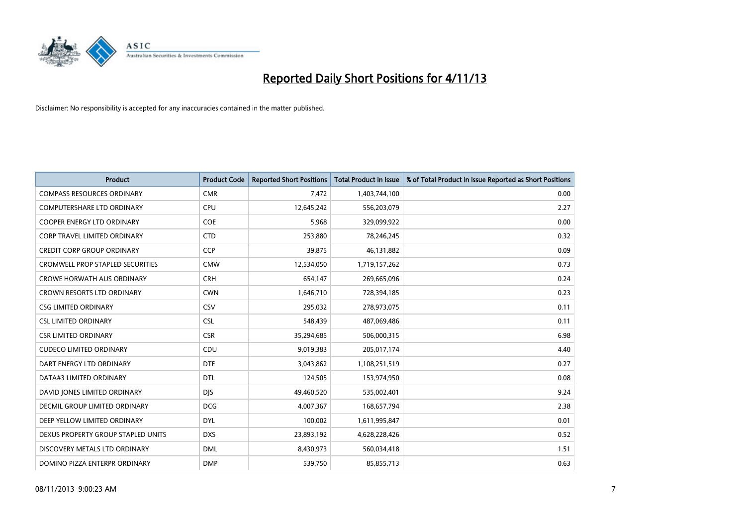# Reported Daily Short Positions for 4/11/13

Disclaimer: No responsibility is accepted for any inaccuracies contained in the matter published.

| Product | Product Code | Reported Short Positions | Total Product in Issue | % of Total Product in Issue Reported as Short Positions |
|---|---|---|---|---|
| COMPASS RESOURCES ORDINARY | CMR | 7,472 | 1,403,744,100 | 0.00 |
| COMPUTERSHARE LTD ORDINARY | CPU | 12,645,242 | 556,203,079 | 2.27 |
| COOPER ENERGY LTD ORDINARY | COE | 5,968 | 329,099,922 | 0.00 |
| CORP TRAVEL LIMITED ORDINARY | CTD | 253,880 | 78,246,245 | 0.32 |
| CREDIT CORP GROUP ORDINARY | CCP | 39,875 | 46,131,882 | 0.09 |
| CROMWELL PROP STAPLED SECURITIES | CMW | 12,534,050 | 1,719,157,262 | 0.73 |
| CROWE HORWATH AUS ORDINARY | CRH | 654,147 | 269,665,096 | 0.24 |
| CROWN RESORTS LTD ORDINARY | CWN | 1,646,710 | 728,394,185 | 0.23 |
| CSG LIMITED ORDINARY | CSV | 295,032 | 278,973,075 | 0.11 |
| CSL LIMITED ORDINARY | CSL | 548,439 | 487,069,486 | 0.11 |
| CSR LIMITED ORDINARY | CSR | 35,294,685 | 506,000,315 | 6.98 |
| CUDECO LIMITED ORDINARY | CDU | 9,019,383 | 205,017,174 | 4.40 |
| DART ENERGY LTD ORDINARY | DTE | 3,043,862 | 1,108,251,519 | 0.27 |
| DATA#3 LIMITED ORDINARY | DTL | 124,505 | 153,974,950 | 0.08 |
| DAVID JONES LIMITED ORDINARY | DJS | 49,460,520 | 535,002,401 | 9.24 |
| DECMIL GROUP LIMITED ORDINARY | DCG | 4,007,367 | 168,657,794 | 2.38 |
| DEEP YELLOW LIMITED ORDINARY | DYL | 100,002 | 1,611,995,847 | 0.01 |
| DEXUS PROPERTY GROUP STAPLED UNITS | DXS | 23,893,192 | 4,628,228,426 | 0.52 |
| DISCOVERY METALS LTD ORDINARY | DML | 8,430,973 | 560,034,418 | 1.51 |
| DOMINO PIZZA ENTERPR ORDINARY | DMP | 539,750 | 85,855,713 | 0.63 |

08/11/2013 9:00:23 AM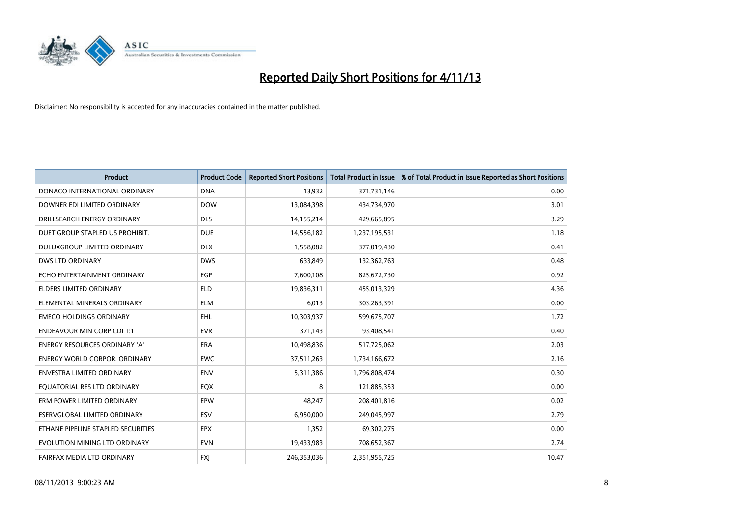# Reported Daily Short Positions for 4/11/13

Disclaimer: No responsibility is accepted for any inaccuracies contained in the matter published.

| Product | Product Code | Reported Short Positions | Total Product in Issue | % of Total Product in Issue Reported as Short Positions |
|---|---|---|---|---|
| DONACO INTERNATIONAL ORDINARY | DNA | 13,932 | 371,731,146 | 0.00 |
| DOWNER EDI LIMITED ORDINARY | DOW | 13,084,398 | 434,734,970 | 3.01 |
| DRILLSEARCH ENERGY ORDINARY | DLS | 14,155,214 | 429,665,895 | 3.29 |
| DUET GROUP STAPLED US PROHIBIT. | DUE | 14,556,182 | 1,237,195,531 | 1.18 |
| DULUXGROUP LIMITED ORDINARY | DLX | 1,558,082 | 377,019,430 | 0.41 |
| DWS LTD ORDINARY | DWS | 633,849 | 132,362,763 | 0.48 |
| ECHO ENTERTAINMENT ORDINARY | EGP | 7,600,108 | 825,672,730 | 0.92 |
| ELDERS LIMITED ORDINARY | ELD | 19,836,311 | 455,013,329 | 4.36 |
| ELEMENTAL MINERALS ORDINARY | ELM | 6,013 | 303,263,391 | 0.00 |
| EMECO HOLDINGS ORDINARY | EHL | 10,303,937 | 599,675,707 | 1.72 |
| ENDEAVOUR MIN CORP CDI 1:1 | EVR | 371,143 | 93,408,541 | 0.40 |
| ENERGY RESOURCES ORDINARY 'A' | ERA | 10,498,836 | 517,725,062 | 2.03 |
| ENERGY WORLD CORPOR. ORDINARY | EWC | 37,511,263 | 1,734,166,672 | 2.16 |
| ENVESTRA LIMITED ORDINARY | ENV | 5,311,386 | 1,796,808,474 | 0.30 |
| EQUATORIAL RES LTD ORDINARY | EQX | 8 | 121,885,353 | 0.00 |
| ERM POWER LIMITED ORDINARY | EPW | 48,247 | 208,401,816 | 0.02 |
| ESERVGLOBAL LIMITED ORDINARY | ESV | 6,950,000 | 249,045,997 | 2.79 |
| ETHANE PIPELINE STAPLED SECURITIES | EPX | 1,352 | 69,302,275 | 0.00 |
| EVOLUTION MINING LTD ORDINARY | EVN | 19,433,983 | 708,652,367 | 2.74 |
| FAIRFAX MEDIA LTD ORDINARY | FXJ | 246,353,036 | 2,351,955,725 | 10.47 |

08/11/2013 9:00:23 AM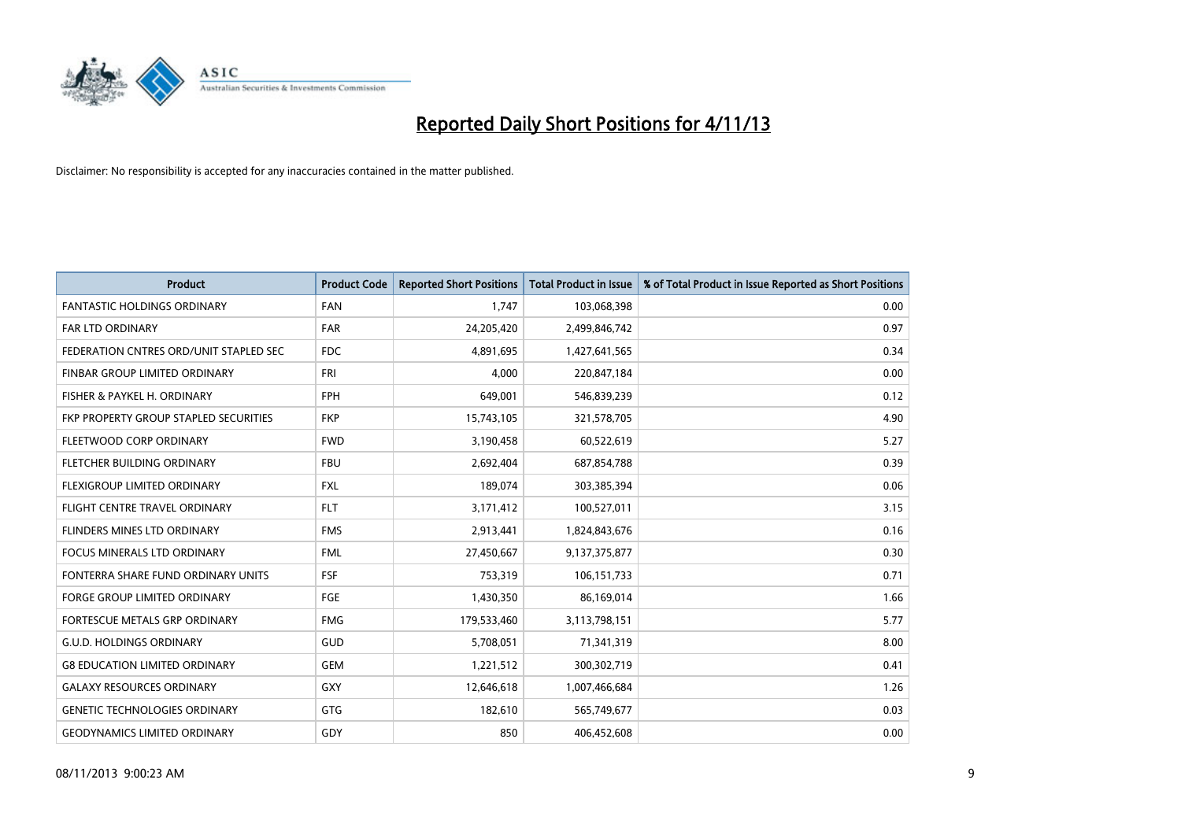# Reported Daily Short Positions for 4/11/13

Disclaimer: No responsibility is accepted for any inaccuracies contained in the matter published.

| Product | Product Code | Reported Short Positions | Total Product in Issue | % of Total Product in Issue Reported as Short Positions |
|---|---|---|---|---|
| FANTASTIC HOLDINGS ORDINARY | FAN | 1,747 | 103,068,398 | 0.00 |
| FAR LTD ORDINARY | FAR | 24,205,420 | 2,499,846,742 | 0.97 |
| FEDERATION CNTRES ORD/UNIT STAPLED SEC | FDC | 4,891,695 | 1,427,641,565 | 0.34 |
| FINBAR GROUP LIMITED ORDINARY | FRI | 4,000 | 220,847,184 | 0.00 |
| FISHER & PAYKEL H. ORDINARY | FPH | 649,001 | 546,839,239 | 0.12 |
| FKP PROPERTY GROUP STAPLED SECURITIES | FKP | 15,743,105 | 321,578,705 | 4.90 |
| FLEETWOOD CORP ORDINARY | FWD | 3,190,458 | 60,522,619 | 5.27 |
| FLETCHER BUILDING ORDINARY | FBU | 2,692,404 | 687,854,788 | 0.39 |
| FLEXIGROUP LIMITED ORDINARY | FXL | 189,074 | 303,385,394 | 0.06 |
| FLIGHT CENTRE TRAVEL ORDINARY | FLT | 3,171,412 | 100,527,011 | 3.15 |
| FLINDERS MINES LTD ORDINARY | FMS | 2,913,441 | 1,824,843,676 | 0.16 |
| FOCUS MINERALS LTD ORDINARY | FML | 27,450,667 | 9,137,375,877 | 0.30 |
| FONTERRA SHARE FUND ORDINARY UNITS | FSF | 753,319 | 106,151,733 | 0.71 |
| FORGE GROUP LIMITED ORDINARY | FGE | 1,430,350 | 86,169,014 | 1.66 |
| FORTESCUE METALS GRP ORDINARY | FMG | 179,533,460 | 3,113,798,151 | 5.77 |
| G.U.D. HOLDINGS ORDINARY | GUD | 5,708,051 | 71,341,319 | 8.00 |
| G8 EDUCATION LIMITED ORDINARY | GEM | 1,221,512 | 300,302,719 | 0.41 |
| GALAXY RESOURCES ORDINARY | GXY | 12,646,618 | 1,007,466,684 | 1.26 |
| GENETIC TECHNOLOGIES ORDINARY | GTG | 182,610 | 565,749,677 | 0.03 |
| GEODYNAMICS LIMITED ORDINARY | GDY | 850 | 406,452,608 | 0.00 |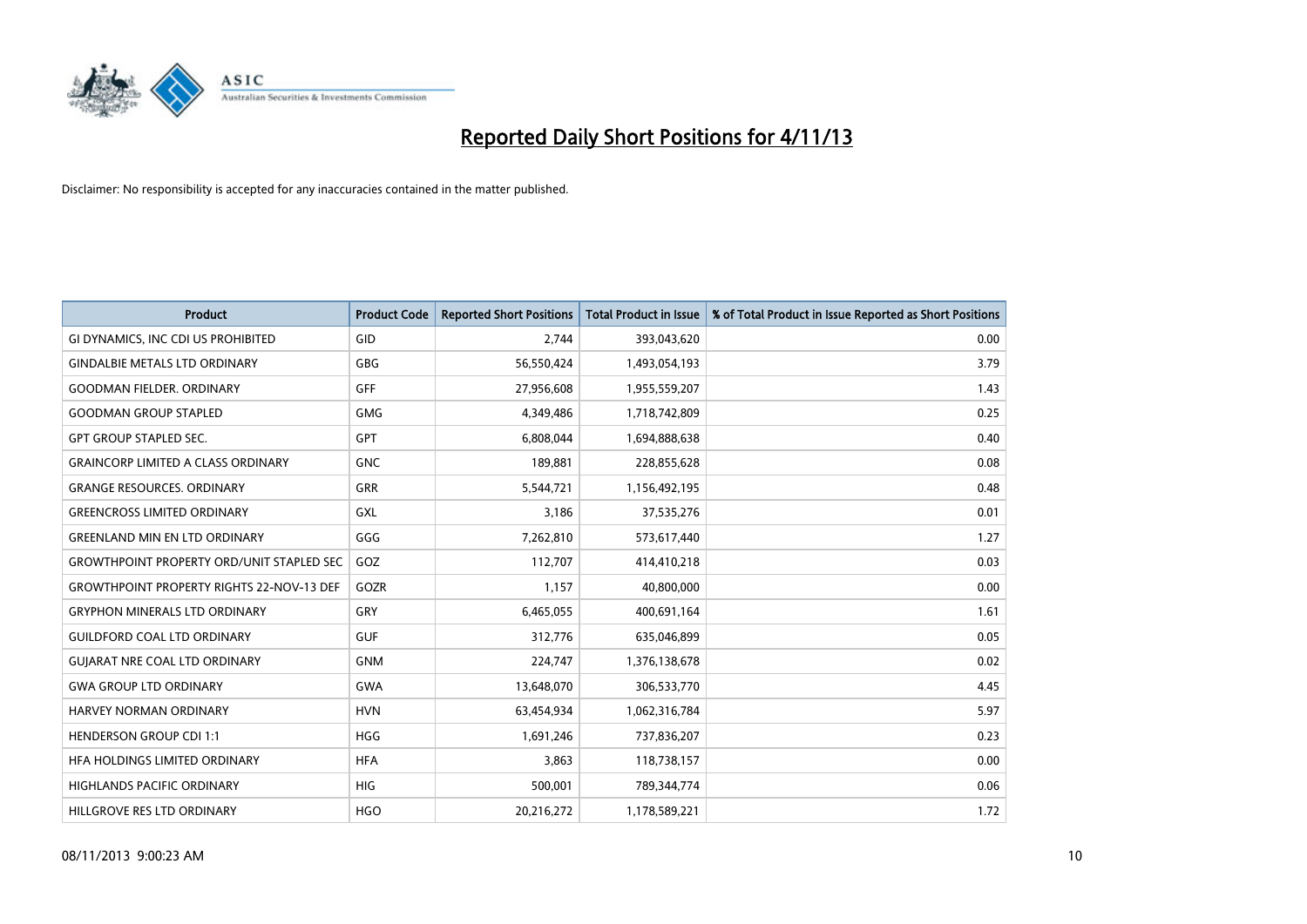# Reported Daily Short Positions for 4/11/13

Disclaimer: No responsibility is accepted for any inaccuracies contained in the matter published.

| Product | Product Code | Reported Short Positions | Total Product in Issue | % of Total Product in Issue Reported as Short Positions |
|---|---|---|---|---|
| GI DYNAMICS, INC CDI US PROHIBITED | GID | 2,744 | 393,043,620 | 0.00 |
| GINDALBIE METALS LTD ORDINARY | GBG | 56,550,424 | 1,493,054,193 | 3.79 |
| GOODMAN FIELDER. ORDINARY | GFF | 27,956,608 | 1,955,559,207 | 1.43 |
| GOODMAN GROUP STAPLED | GMG | 4,349,486 | 1,718,742,809 | 0.25 |
| GPT GROUP STAPLED SEC. | GPT | 6,808,044 | 1,694,888,638 | 0.40 |
| GRAINCORP LIMITED A CLASS ORDINARY | GNC | 189,881 | 228,855,628 | 0.08 |
| GRANGE RESOURCES. ORDINARY | GRR | 5,544,721 | 1,156,492,195 | 0.48 |
| GREENCROSS LIMITED ORDINARY | GXL | 3,186 | 37,535,276 | 0.01 |
| GREENLAND MIN EN LTD ORDINARY | GGG | 7,262,810 | 573,617,440 | 1.27 |
| GROWTHPOINT PROPERTY ORD/UNIT STAPLED SEC | GOZ | 112,707 | 414,410,218 | 0.03 |
| GROWTHPOINT PROPERTY RIGHTS 22-NOV-13 DEF | GOZR | 1,157 | 40,800,000 | 0.00 |
| GRYPHON MINERALS LTD ORDINARY | GRY | 6,465,055 | 400,691,164 | 1.61 |
| GUILDFORD COAL LTD ORDINARY | GUF | 312,776 | 635,046,899 | 0.05 |
| GUJARAT NRE COAL LTD ORDINARY | GNM | 224,747 | 1,376,138,678 | 0.02 |
| GWA GROUP LTD ORDINARY | GWA | 13,648,070 | 306,533,770 | 4.45 |
| HARVEY NORMAN ORDINARY | HVN | 63,454,934 | 1,062,316,784 | 5.97 |
| HENDERSON GROUP CDI 1:1 | HGG | 1,691,246 | 737,836,207 | 0.23 |
| HFA HOLDINGS LIMITED ORDINARY | HFA | 3,863 | 118,738,157 | 0.00 |
| HIGHLANDS PACIFIC ORDINARY | HIG | 500,001 | 789,344,774 | 0.06 |
| HILLGROVE RES LTD ORDINARY | HGO | 20,216,272 | 1,178,589,221 | 1.72 |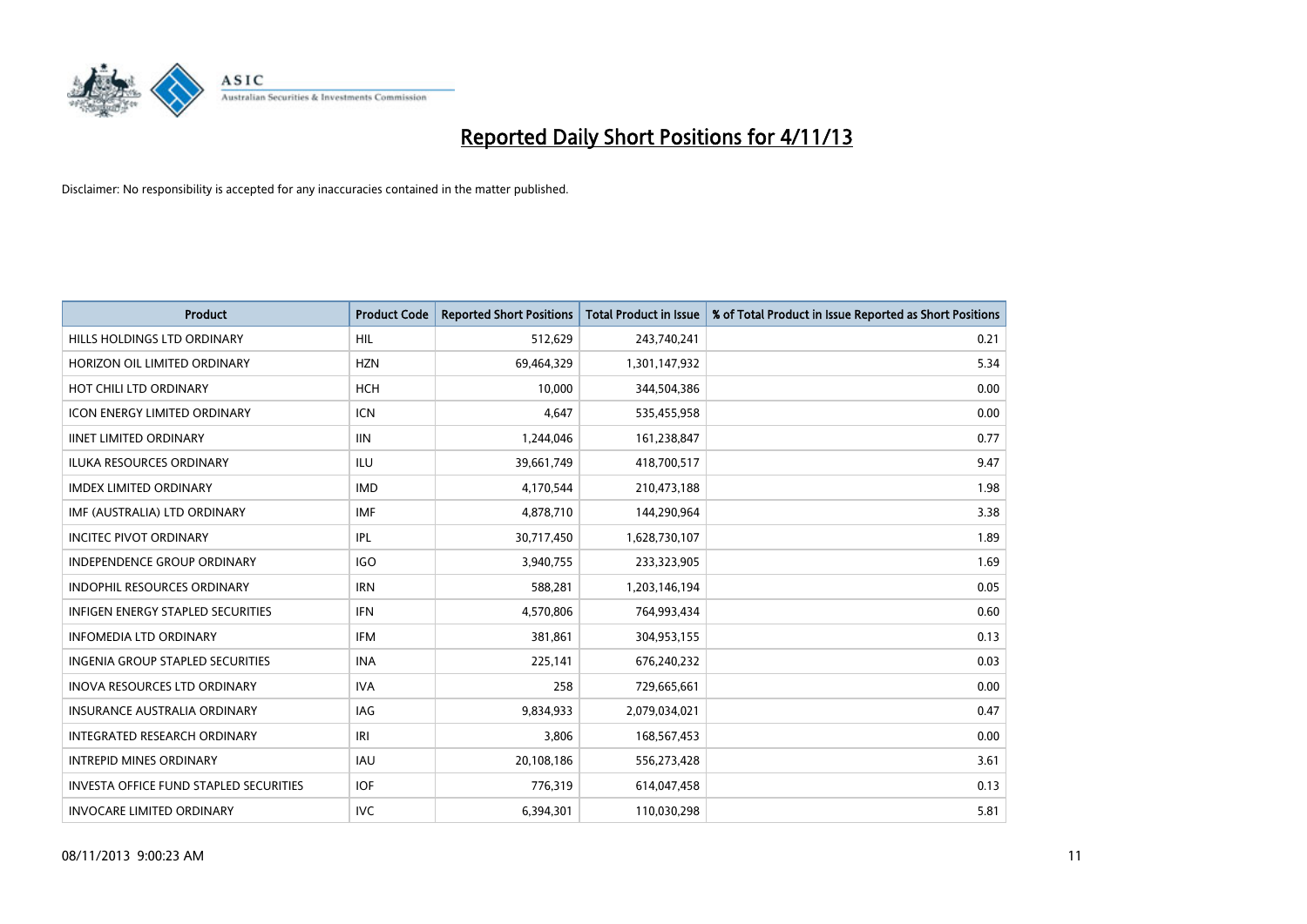# Reported Daily Short Positions for 4/11/13

Disclaimer: No responsibility is accepted for any inaccuracies contained in the matter published.

| Product | Product Code | Reported Short Positions | Total Product in Issue | % of Total Product in Issue Reported as Short Positions |
|---|---|---|---|---|
| HILLS HOLDINGS LTD ORDINARY | HIL | 512,629 | 243,740,241 | 0.21 |
| HORIZON OIL LIMITED ORDINARY | HZN | 69,464,329 | 1,301,147,932 | 5.34 |
| HOT CHILI LTD ORDINARY | HCH | 10,000 | 344,504,386 | 0.00 |
| ICON ENERGY LIMITED ORDINARY | ICN | 4,647 | 535,455,958 | 0.00 |
| IINET LIMITED ORDINARY | IIN | 1,244,046 | 161,238,847 | 0.77 |
| ILUKA RESOURCES ORDINARY | ILU | 39,661,749 | 418,700,517 | 9.47 |
| IMDEX LIMITED ORDINARY | IMD | 4,170,544 | 210,473,188 | 1.98 |
| IMF (AUSTRALIA) LTD ORDINARY | IMF | 4,878,710 | 144,290,964 | 3.38 |
| INCITEC PIVOT ORDINARY | IPL | 30,717,450 | 1,628,730,107 | 1.89 |
| INDEPENDENCE GROUP ORDINARY | IGO | 3,940,755 | 233,323,905 | 1.69 |
| INDOPHIL RESOURCES ORDINARY | IRN | 588,281 | 1,203,146,194 | 0.05 |
| INFIGEN ENERGY STAPLED SECURITIES | IFN | 4,570,806 | 764,993,434 | 0.60 |
| INFOMEDIA LTD ORDINARY | IFM | 381,861 | 304,953,155 | 0.13 |
| INGENIA GROUP STAPLED SECURITIES | INA | 225,141 | 676,240,232 | 0.03 |
| INOVA RESOURCES LTD ORDINARY | IVA | 258 | 729,665,661 | 0.00 |
| INSURANCE AUSTRALIA ORDINARY | IAG | 9,834,933 | 2,079,034,021 | 0.47 |
| INTEGRATED RESEARCH ORDINARY | IRI | 3,806 | 168,567,453 | 0.00 |
| INTREPID MINES ORDINARY | IAU | 20,108,186 | 556,273,428 | 3.61 |
| INVESTA OFFICE FUND STAPLED SECURITIES | IOF | 776,319 | 614,047,458 | 0.13 |
| INVOCARE LIMITED ORDINARY | IVC | 6,394,301 | 110,030,298 | 5.81 |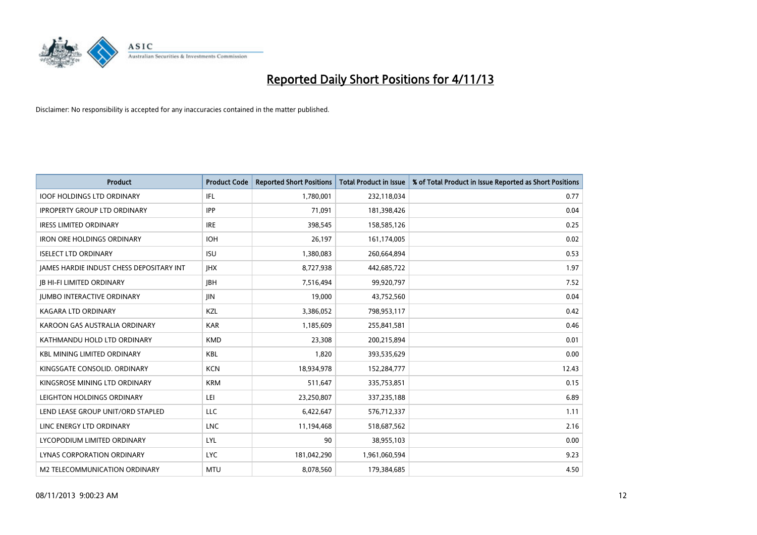# Reported Daily Short Positions for 4/11/13

Disclaimer: No responsibility is accepted for any inaccuracies contained in the matter published.

| Product | Product Code | Reported Short Positions | Total Product in Issue | % of Total Product in Issue Reported as Short Positions |
|---|---|---|---|---|
| IOOF HOLDINGS LTD ORDINARY | IFL | 1,780,001 | 232,118,034 | 0.77 |
| IPROPERTY GROUP LTD ORDINARY | IPP | 71,091 | 181,398,426 | 0.04 |
| IRESS LIMITED ORDINARY | IRE | 398,545 | 158,585,126 | 0.25 |
| IRON ORE HOLDINGS ORDINARY | IOH | 26,197 | 161,174,005 | 0.02 |
| ISELECT LTD ORDINARY | ISU | 1,380,083 | 260,664,894 | 0.53 |
| JAMES HARDIE INDUST CHESS DEPOSITARY INT | JHX | 8,727,938 | 442,685,722 | 1.97 |
| JB HI-FI LIMITED ORDINARY | JBH | 7,516,494 | 99,920,797 | 7.52 |
| JUMBO INTERACTIVE ORDINARY | JIN | 19,000 | 43,752,560 | 0.04 |
| KAGARA LTD ORDINARY | KZL | 3,386,052 | 798,953,117 | 0.42 |
| KAROON GAS AUSTRALIA ORDINARY | KAR | 1,185,609 | 255,841,581 | 0.46 |
| KATHMANDU HOLD LTD ORDINARY | KMD | 23,308 | 200,215,894 | 0.01 |
| KBL MINING LIMITED ORDINARY | KBL | 1,820 | 393,535,629 | 0.00 |
| KINGSGATE CONSOLID. ORDINARY | KCN | 18,934,978 | 152,284,777 | 12.43 |
| KINGSROSE MINING LTD ORDINARY | KRM | 511,647 | 335,753,851 | 0.15 |
| LEIGHTON HOLDINGS ORDINARY | LEI | 23,250,807 | 337,235,188 | 6.89 |
| LEND LEASE GROUP UNIT/ORD STAPLED | LLC | 6,422,647 | 576,712,337 | 1.11 |
| LINC ENERGY LTD ORDINARY | LNC | 11,194,468 | 518,687,562 | 2.16 |
| LYCOPODIUM LIMITED ORDINARY | LYL | 90 | 38,955,103 | 0.00 |
| LYNAS CORPORATION ORDINARY | LYC | 181,042,290 | 1,961,060,594 | 9.23 |
| M2 TELECOMMUNICATION ORDINARY | MTU | 8,078,560 | 179,384,685 | 4.50 |

08/11/2013 9:00:23 AM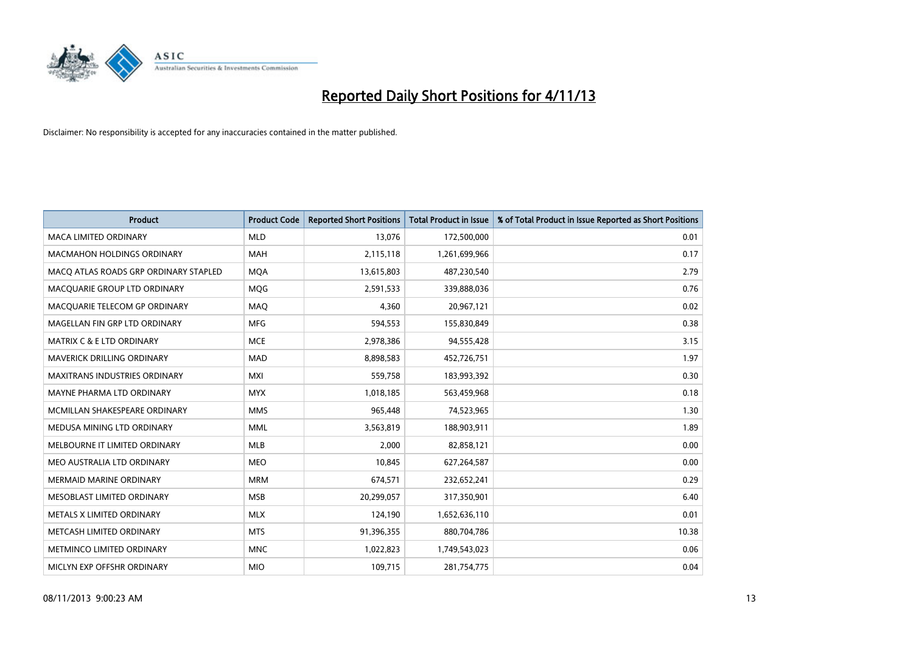# Reported Daily Short Positions for 4/11/13

Disclaimer: No responsibility is accepted for any inaccuracies contained in the matter published.

| Product | Product Code | Reported Short Positions | Total Product in Issue | % of Total Product in Issue Reported as Short Positions |
|---|---|---|---|---|
| MACA LIMITED ORDINARY | MLD | 13,076 | 172,500,000 | 0.01 |
| MACMAHON HOLDINGS ORDINARY | MAH | 2,115,118 | 1,261,699,966 | 0.17 |
| MACQ ATLAS ROADS GRP ORDINARY STAPLED | MQA | 13,615,803 | 487,230,540 | 2.79 |
| MACQUARIE GROUP LTD ORDINARY | MQG | 2,591,533 | 339,888,036 | 0.76 |
| MACQUARIE TELECOM GP ORDINARY | MAQ | 4,360 | 20,967,121 | 0.02 |
| MAGELLAN FIN GRP LTD ORDINARY | MFG | 594,553 | 155,830,849 | 0.38 |
| MATRIX C & E LTD ORDINARY | MCE | 2,978,386 | 94,555,428 | 3.15 |
| MAVERICK DRILLING ORDINARY | MAD | 8,898,583 | 452,726,751 | 1.97 |
| MAXITRANS INDUSTRIES ORDINARY | MXI | 559,758 | 183,993,392 | 0.30 |
| MAYNE PHARMA LTD ORDINARY | MYX | 1,018,185 | 563,459,968 | 0.18 |
| MCMILLAN SHAKESPEARE ORDINARY | MMS | 965,448 | 74,523,965 | 1.30 |
| MEDUSA MINING LTD ORDINARY | MML | 3,563,819 | 188,903,911 | 1.89 |
| MELBOURNE IT LIMITED ORDINARY | MLB | 2,000 | 82,858,121 | 0.00 |
| MEO AUSTRALIA LTD ORDINARY | MEO | 10,845 | 627,264,587 | 0.00 |
| MERMAID MARINE ORDINARY | MRM | 674,571 | 232,652,241 | 0.29 |
| MESOBLAST LIMITED ORDINARY | MSB | 20,299,057 | 317,350,901 | 6.40 |
| METALS X LIMITED ORDINARY | MLX | 124,190 | 1,652,636,110 | 0.01 |
| METCASH LIMITED ORDINARY | MTS | 91,396,355 | 880,704,786 | 10.38 |
| METMINCO LIMITED ORDINARY | MNC | 1,022,823 | 1,749,543,023 | 0.06 |
| MICLYN EXP OFFSHR ORDINARY | MIO | 109,715 | 281,754,775 | 0.04 |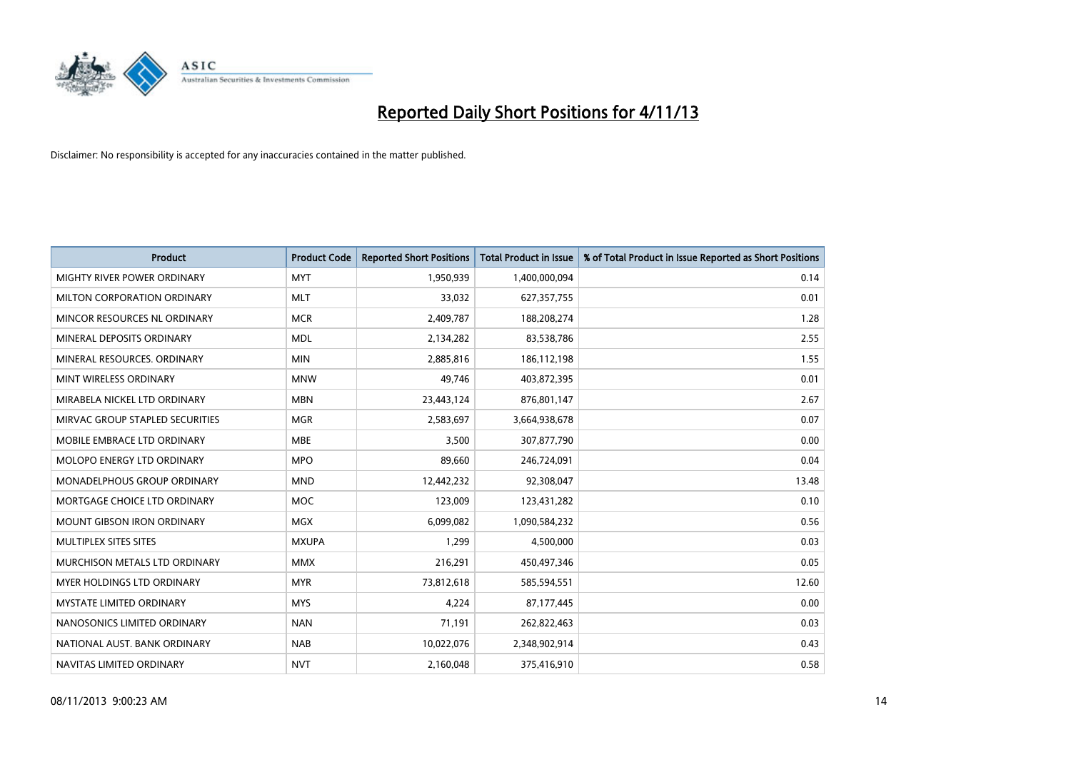# Reported Daily Short Positions for 4/11/13

Disclaimer: No responsibility is accepted for any inaccuracies contained in the matter published.

| Product | Product Code | Reported Short Positions | Total Product in Issue | % of Total Product in Issue Reported as Short Positions |
|---|---|---|---|---|
| MIGHTY RIVER POWER ORDINARY | MYT | 1,950,939 | 1,400,000,094 | 0.14 |
| MILTON CORPORATION ORDINARY | MLT | 33,032 | 627,357,755 | 0.01 |
| MINCOR RESOURCES NL ORDINARY | MCR | 2,409,787 | 188,208,274 | 1.28 |
| MINERAL DEPOSITS ORDINARY | MDL | 2,134,282 | 83,538,786 | 2.55 |
| MINERAL RESOURCES. ORDINARY | MIN | 2,885,816 | 186,112,198 | 1.55 |
| MINT WIRELESS ORDINARY | MNW | 49,746 | 403,872,395 | 0.01 |
| MIRABELA NICKEL LTD ORDINARY | MBN | 23,443,124 | 876,801,147 | 2.67 |
| MIRVAC GROUP STAPLED SECURITIES | MGR | 2,583,697 | 3,664,938,678 | 0.07 |
| MOBILE EMBRACE LTD ORDINARY | MBE | 3,500 | 307,877,790 | 0.00 |
| MOLOPO ENERGY LTD ORDINARY | MPO | 89,660 | 246,724,091 | 0.04 |
| MONADELPHOUS GROUP ORDINARY | MND | 12,442,232 | 92,308,047 | 13.48 |
| MORTGAGE CHOICE LTD ORDINARY | MOC | 123,009 | 123,431,282 | 0.10 |
| MOUNT GIBSON IRON ORDINARY | MGX | 6,099,082 | 1,090,584,232 | 0.56 |
| MULTIPLEX SITES SITES | MXUPA | 1,299 | 4,500,000 | 0.03 |
| MURCHISON METALS LTD ORDINARY | MMX | 216,291 | 450,497,346 | 0.05 |
| MYER HOLDINGS LTD ORDINARY | MYR | 73,812,618 | 585,594,551 | 12.60 |
| MYSTATE LIMITED ORDINARY | MYS | 4,224 | 87,177,445 | 0.00 |
| NANOSONICS LIMITED ORDINARY | NAN | 71,191 | 262,822,463 | 0.03 |
| NATIONAL AUST. BANK ORDINARY | NAB | 10,022,076 | 2,348,902,914 | 0.43 |
| NAVITAS LIMITED ORDINARY | NVT | 2,160,048 | 375,416,910 | 0.58 |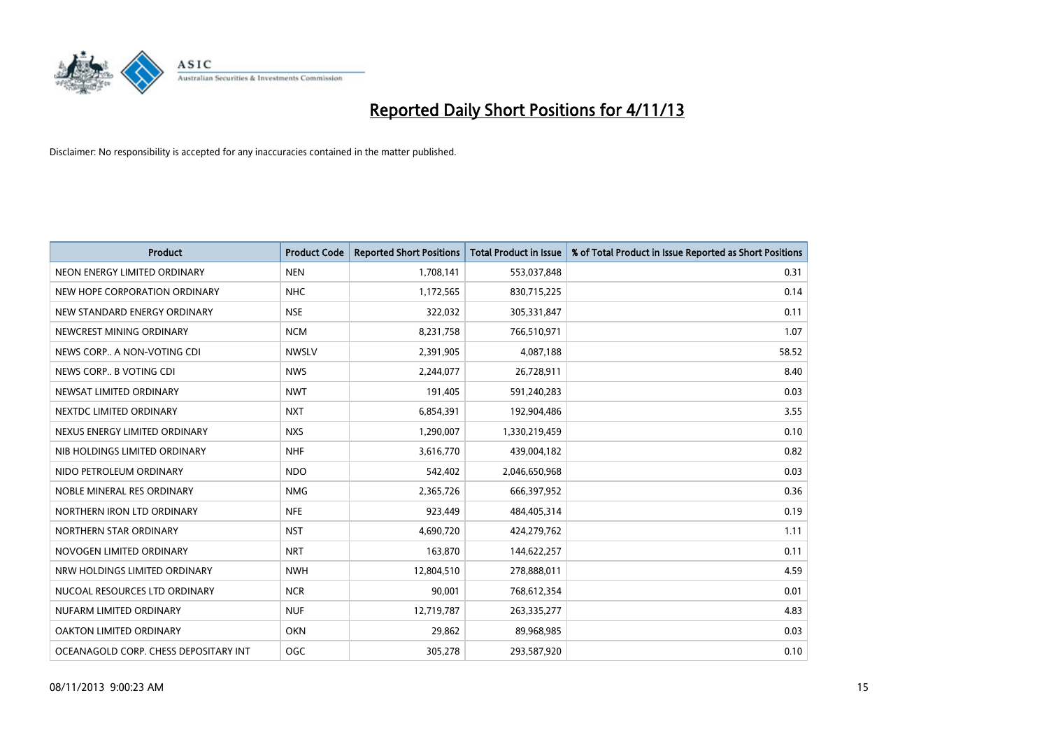# Reported Daily Short Positions for 4/11/13

Disclaimer: No responsibility is accepted for any inaccuracies contained in the matter published.

| Product | Product Code | Reported Short Positions | Total Product in Issue | % of Total Product in Issue Reported as Short Positions |
|---|---|---|---|---|
| NEON ENERGY LIMITED ORDINARY | NEN | 1,708,141 | 553,037,848 | 0.31 |
| NEW HOPE CORPORATION ORDINARY | NHC | 1,172,565 | 830,715,225 | 0.14 |
| NEW STANDARD ENERGY ORDINARY | NSE | 322,032 | 305,331,847 | 0.11 |
| NEWCREST MINING ORDINARY | NCM | 8,231,758 | 766,510,971 | 1.07 |
| NEWS CORP.. A NON-VOTING CDI | NWSLV | 2,391,905 | 4,087,188 | 58.52 |
| NEWS CORP.. B VOTING CDI | NWS | 2,244,077 | 26,728,911 | 8.40 |
| NEWSAT LIMITED ORDINARY | NWT | 191,405 | 591,240,283 | 0.03 |
| NEXTDC LIMITED ORDINARY | NXT | 6,854,391 | 192,904,486 | 3.55 |
| NEXUS ENERGY LIMITED ORDINARY | NXS | 1,290,007 | 1,330,219,459 | 0.10 |
| NIB HOLDINGS LIMITED ORDINARY | NHF | 3,616,770 | 439,004,182 | 0.82 |
| NIDO PETROLEUM ORDINARY | NDO | 542,402 | 2,046,650,968 | 0.03 |
| NOBLE MINERAL RES ORDINARY | NMG | 2,365,726 | 666,397,952 | 0.36 |
| NORTHERN IRON LTD ORDINARY | NFE | 923,449 | 484,405,314 | 0.19 |
| NORTHERN STAR ORDINARY | NST | 4,690,720 | 424,279,762 | 1.11 |
| NOVOGEN LIMITED ORDINARY | NRT | 163,870 | 144,622,257 | 0.11 |
| NRW HOLDINGS LIMITED ORDINARY | NWH | 12,804,510 | 278,888,011 | 4.59 |
| NUCOAL RESOURCES LTD ORDINARY | NCR | 90,001 | 768,612,354 | 0.01 |
| NUFARM LIMITED ORDINARY | NUF | 12,719,787 | 263,335,277 | 4.83 |
| OAKTON LIMITED ORDINARY | OKN | 29,862 | 89,968,985 | 0.03 |
| OCEANAGOLD CORP. CHESS DEPOSITARY INT | OGC | 305,278 | 293,587,920 | 0.10 |

08/11/2013 9:00:23 AM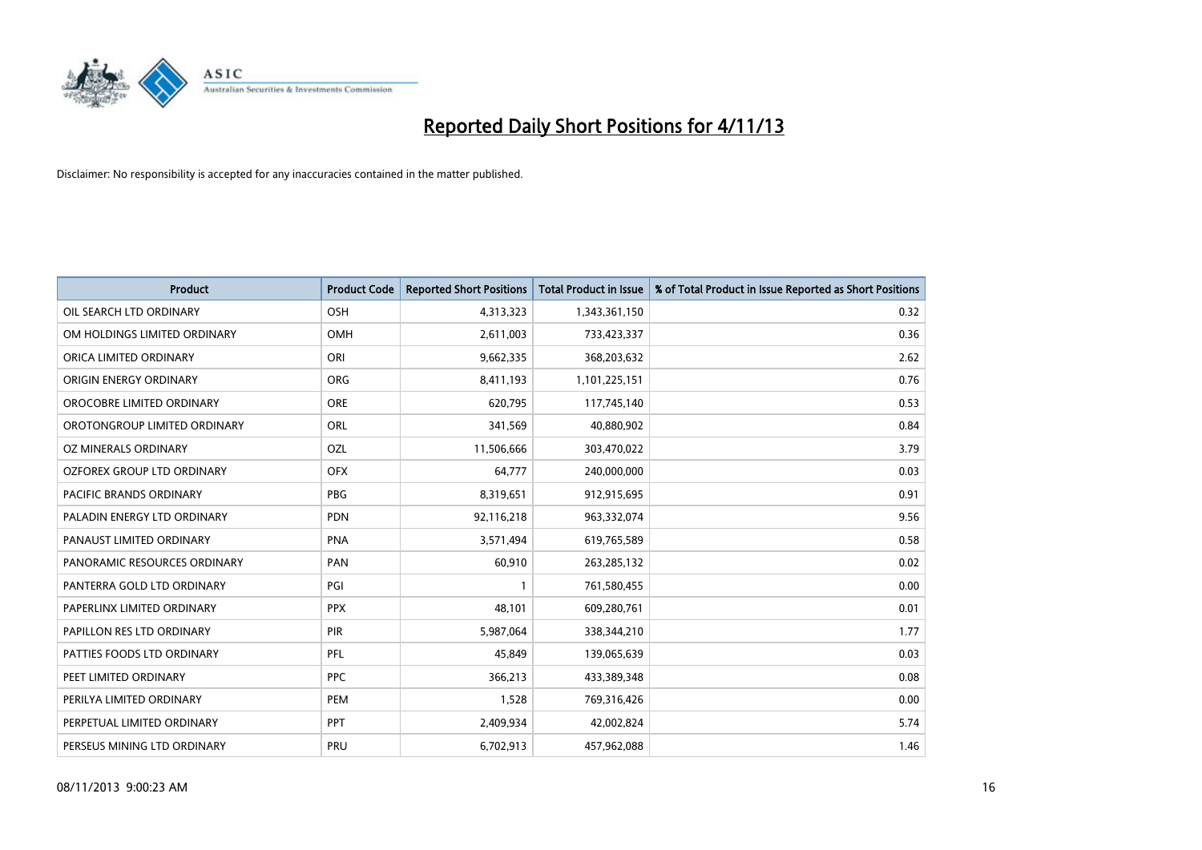# Reported Daily Short Positions for 4/11/13

Disclaimer: No responsibility is accepted for any inaccuracies contained in the matter published.

| Product | Product Code | Reported Short Positions | Total Product in Issue | % of Total Product in Issue Reported as Short Positions |
|---|---|---|---|---|
| OIL SEARCH LTD ORDINARY | OSH | 4,313,323 | 1,343,361,150 | 0.32 |
| OM HOLDINGS LIMITED ORDINARY | OMH | 2,611,003 | 733,423,337 | 0.36 |
| ORICA LIMITED ORDINARY | ORI | 9,662,335 | 368,203,632 | 2.62 |
| ORIGIN ENERGY ORDINARY | ORG | 8,411,193 | 1,101,225,151 | 0.76 |
| OROCOBRE LIMITED ORDINARY | ORE | 620,795 | 117,745,140 | 0.53 |
| OROTONGROUP LIMITED ORDINARY | ORL | 341,569 | 40,880,902 | 0.84 |
| OZ MINERALS ORDINARY | OZL | 11,506,666 | 303,470,022 | 3.79 |
| OZFOREX GROUP LTD ORDINARY | OFX | 64,777 | 240,000,000 | 0.03 |
| PACIFIC BRANDS ORDINARY | PBG | 8,319,651 | 912,915,695 | 0.91 |
| PALADIN ENERGY LTD ORDINARY | PDN | 92,116,218 | 963,332,074 | 9.56 |
| PANAUST LIMITED ORDINARY | PNA | 3,571,494 | 619,765,589 | 0.58 |
| PANORAMIC RESOURCES ORDINARY | PAN | 60,910 | 263,285,132 | 0.02 |
| PANTERRA GOLD LTD ORDINARY | PGI | 1 | 761,580,455 | 0.00 |
| PAPERLINX LIMITED ORDINARY | PPX | 48,101 | 609,280,761 | 0.01 |
| PAPILLON RES LTD ORDINARY | PIR | 5,987,064 | 338,344,210 | 1.77 |
| PATTIES FOODS LTD ORDINARY | PFL | 45,849 | 139,065,639 | 0.03 |
| PEET LIMITED ORDINARY | PPC | 366,213 | 433,389,348 | 0.08 |
| PERILYA LIMITED ORDINARY | PEM | 1,528 | 769,316,426 | 0.00 |
| PERPETUAL LIMITED ORDINARY | PPT | 2,409,934 | 42,002,824 | 5.74 |
| PERSEUS MINING LTD ORDINARY | PRU | 6,702,913 | 457,962,088 | 1.46 |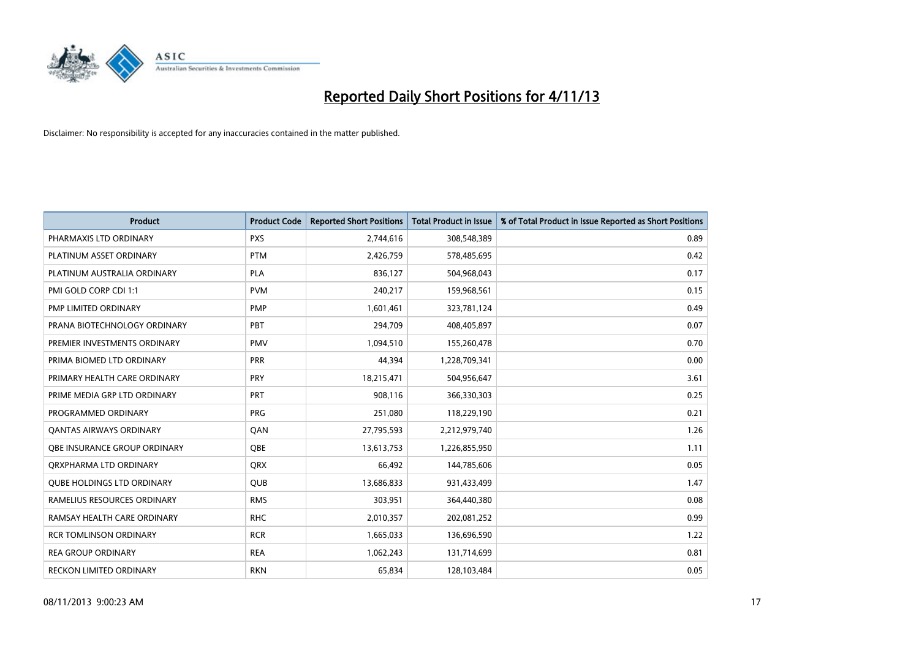# Reported Daily Short Positions for 4/11/13

Disclaimer: No responsibility is accepted for any inaccuracies contained in the matter published.

| Product | Product Code | Reported Short Positions | Total Product in Issue | % of Total Product in Issue Reported as Short Positions |
|---|---|---|---|---|
| PHARMAXIS LTD ORDINARY | PXS | 2,744,616 | 308,548,389 | 0.89 |
| PLATINUM ASSET ORDINARY | PTM | 2,426,759 | 578,485,695 | 0.42 |
| PLATINUM AUSTRALIA ORDINARY | PLA | 836,127 | 504,968,043 | 0.17 |
| PMI GOLD CORP CDI 1:1 | PVM | 240,217 | 159,968,561 | 0.15 |
| PMP LIMITED ORDINARY | PMP | 1,601,461 | 323,781,124 | 0.49 |
| PRANA BIOTECHNOLOGY ORDINARY | PBT | 294,709 | 408,405,897 | 0.07 |
| PREMIER INVESTMENTS ORDINARY | PMV | 1,094,510 | 155,260,478 | 0.70 |
| PRIMA BIOMED LTD ORDINARY | PRR | 44,394 | 1,228,709,341 | 0.00 |
| PRIMARY HEALTH CARE ORDINARY | PRY | 18,215,471 | 504,956,647 | 3.61 |
| PRIME MEDIA GRP LTD ORDINARY | PRT | 908,116 | 366,330,303 | 0.25 |
| PROGRAMMED ORDINARY | PRG | 251,080 | 118,229,190 | 0.21 |
| QANTAS AIRWAYS ORDINARY | QAN | 27,795,593 | 2,212,979,740 | 1.26 |
| QBE INSURANCE GROUP ORDINARY | QBE | 13,613,753 | 1,226,855,950 | 1.11 |
| QRXPHARMA LTD ORDINARY | QRX | 66,492 | 144,785,606 | 0.05 |
| QUBE HOLDINGS LTD ORDINARY | QUB | 13,686,833 | 931,433,499 | 1.47 |
| RAMELIUS RESOURCES ORDINARY | RMS | 303,951 | 364,440,380 | 0.08 |
| RAMSAY HEALTH CARE ORDINARY | RHC | 2,010,357 | 202,081,252 | 0.99 |
| RCR TOMLINSON ORDINARY | RCR | 1,665,033 | 136,696,590 | 1.22 |
| REA GROUP ORDINARY | REA | 1,062,243 | 131,714,699 | 0.81 |
| RECKON LIMITED ORDINARY | RKN | 65,834 | 128,103,484 | 0.05 |

08/11/2013 9:00:23 AM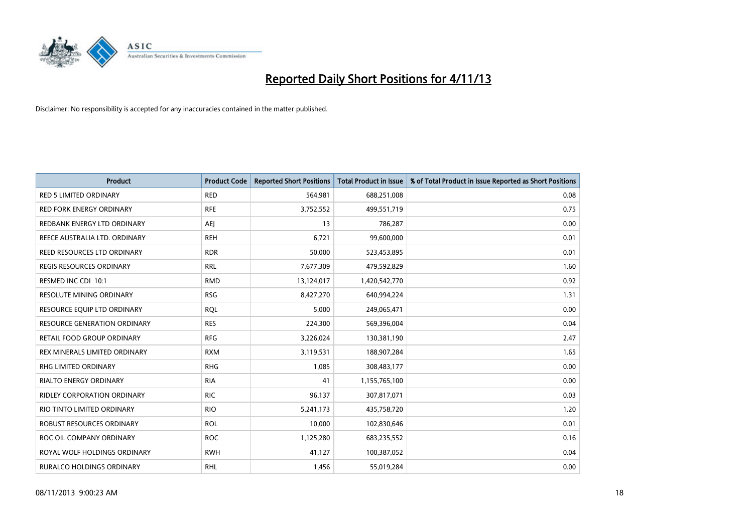# Reported Daily Short Positions for 4/11/13

Disclaimer: No responsibility is accepted for any inaccuracies contained in the matter published.

| Product | Product Code | Reported Short Positions | Total Product in Issue | % of Total Product in Issue Reported as Short Positions |
|---|---|---|---|---|
| RED 5 LIMITED ORDINARY | RED | 564,981 | 688,251,008 | 0.08 |
| RED FORK ENERGY ORDINARY | RFE | 3,752,552 | 499,551,719 | 0.75 |
| REDBANK ENERGY LTD ORDINARY | AEJ | 13 | 786,287 | 0.00 |
| REECE AUSTRALIA LTD. ORDINARY | REH | 6,721 | 99,600,000 | 0.01 |
| REED RESOURCES LTD ORDINARY | RDR | 50,000 | 523,453,895 | 0.01 |
| REGIS RESOURCES ORDINARY | RRL | 7,677,309 | 479,592,829 | 1.60 |
| RESMED INC CDI 10:1 | RMD | 13,124,017 | 1,420,542,770 | 0.92 |
| RESOLUTE MINING ORDINARY | RSG | 8,427,270 | 640,994,224 | 1.31 |
| RESOURCE EQUIP LTD ORDINARY | RQL | 5,000 | 249,065,471 | 0.00 |
| RESOURCE GENERATION ORDINARY | RES | 224,300 | 569,396,004 | 0.04 |
| RETAIL FOOD GROUP ORDINARY | RFG | 3,226,024 | 130,381,190 | 2.47 |
| REX MINERALS LIMITED ORDINARY | RXM | 3,119,531 | 188,907,284 | 1.65 |
| RHG LIMITED ORDINARY | RHG | 1,085 | 308,483,177 | 0.00 |
| RIALTO ENERGY ORDINARY | RIA | 41 | 1,155,765,100 | 0.00 |
| RIDLEY CORPORATION ORDINARY | RIC | 96,137 | 307,817,071 | 0.03 |
| RIO TINTO LIMITED ORDINARY | RIO | 5,241,173 | 435,758,720 | 1.20 |
| ROBUST RESOURCES ORDINARY | ROL | 10,000 | 102,830,646 | 0.01 |
| ROC OIL COMPANY ORDINARY | ROC | 1,125,280 | 683,235,552 | 0.16 |
| ROYAL WOLF HOLDINGS ORDINARY | RWH | 41,127 | 100,387,052 | 0.04 |
| RURALCO HOLDINGS ORDINARY | RHL | 1,456 | 55,019,284 | 0.00 |

08/11/2013 9:00:23 AM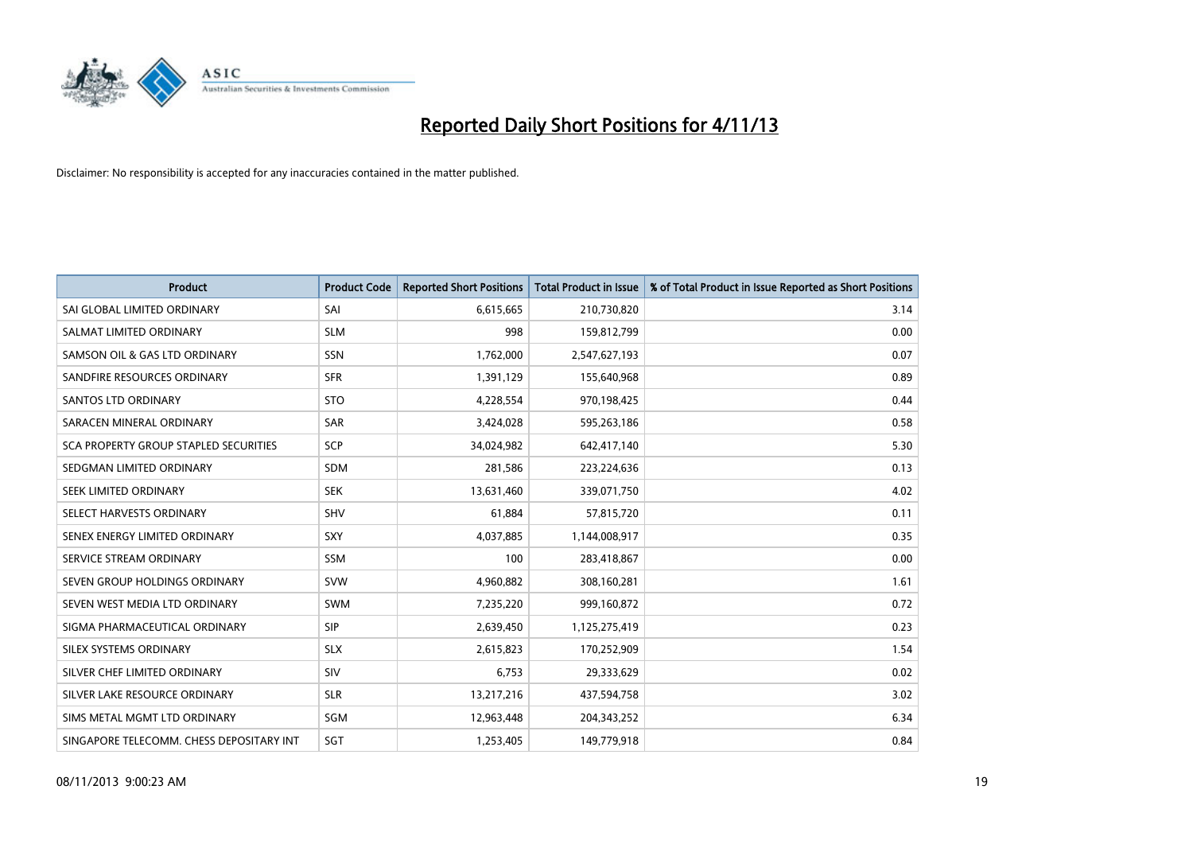# Reported Daily Short Positions for 4/11/13

Disclaimer: No responsibility is accepted for any inaccuracies contained in the matter published.

| Product | Product Code | Reported Short Positions | Total Product in Issue | % of Total Product in Issue Reported as Short Positions |
|---|---|---|---|---|
| SAI GLOBAL LIMITED ORDINARY | SAI | 6,615,665 | 210,730,820 | 3.14 |
| SALMAT LIMITED ORDINARY | SLM | 998 | 159,812,799 | 0.00 |
| SAMSON OIL & GAS LTD ORDINARY | SSN | 1,762,000 | 2,547,627,193 | 0.07 |
| SANDFIRE RESOURCES ORDINARY | SFR | 1,391,129 | 155,640,968 | 0.89 |
| SANTOS LTD ORDINARY | STO | 4,228,554 | 970,198,425 | 0.44 |
| SARACEN MINERAL ORDINARY | SAR | 3,424,028 | 595,263,186 | 0.58 |
| SCA PROPERTY GROUP STAPLED SECURITIES | SCP | 34,024,982 | 642,417,140 | 5.30 |
| SEDGMAN LIMITED ORDINARY | SDM | 281,586 | 223,224,636 | 0.13 |
| SEEK LIMITED ORDINARY | SEK | 13,631,460 | 339,071,750 | 4.02 |
| SELECT HARVESTS ORDINARY | SHV | 61,884 | 57,815,720 | 0.11 |
| SENEX ENERGY LIMITED ORDINARY | SXY | 4,037,885 | 1,144,008,917 | 0.35 |
| SERVICE STREAM ORDINARY | SSM | 100 | 283,418,867 | 0.00 |
| SEVEN GROUP HOLDINGS ORDINARY | SVW | 4,960,882 | 308,160,281 | 1.61 |
| SEVEN WEST MEDIA LTD ORDINARY | SWM | 7,235,220 | 999,160,872 | 0.72 |
| SIGMA PHARMACEUTICAL ORDINARY | SIP | 2,639,450 | 1,125,275,419 | 0.23 |
| SILEX SYSTEMS ORDINARY | SLX | 2,615,823 | 170,252,909 | 1.54 |
| SILVER CHEF LIMITED ORDINARY | SIV | 6,753 | 29,333,629 | 0.02 |
| SILVER LAKE RESOURCE ORDINARY | SLR | 13,217,216 | 437,594,758 | 3.02 |
| SIMS METAL MGMT LTD ORDINARY | SGM | 12,963,448 | 204,343,252 | 6.34 |
| SINGAPORE TELECOMM. CHESS DEPOSITARY INT | SGT | 1,253,405 | 149,779,918 | 0.84 |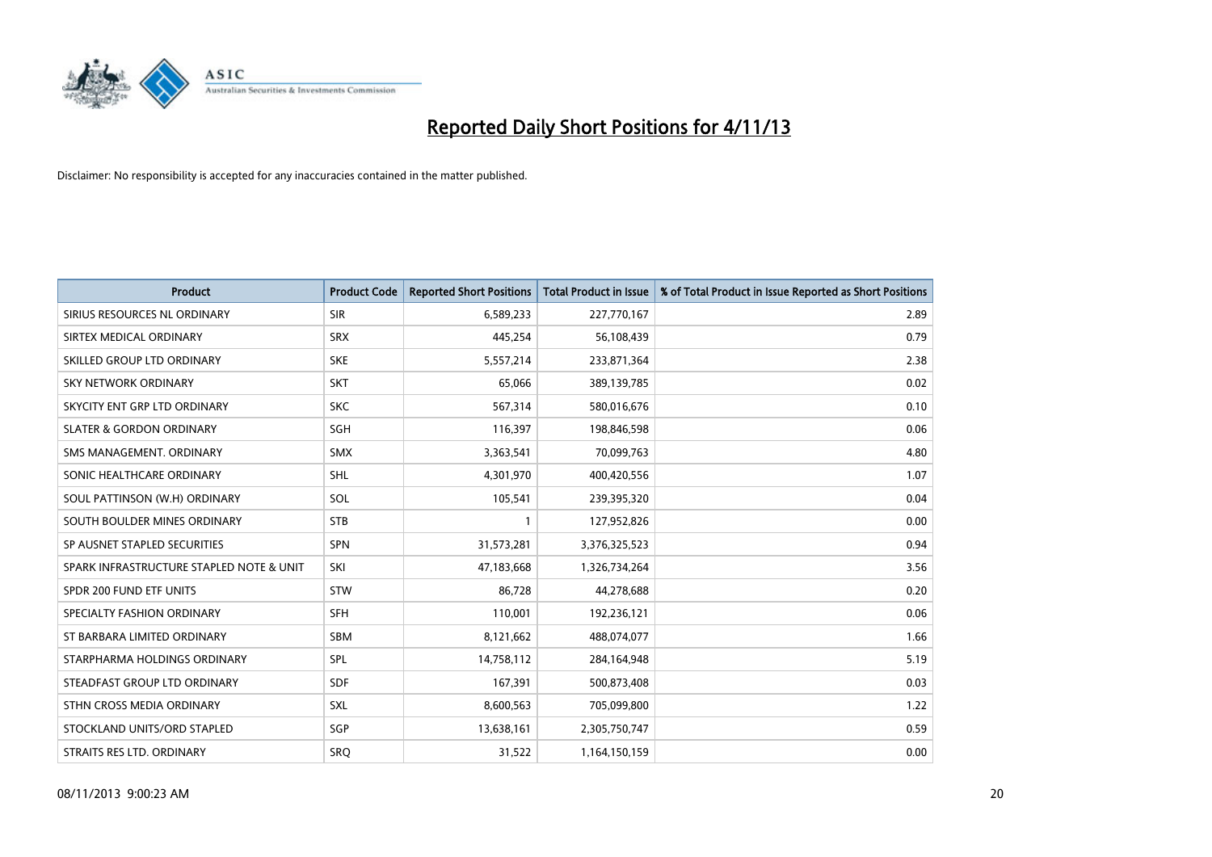# Reported Daily Short Positions for 4/11/13

Disclaimer: No responsibility is accepted for any inaccuracies contained in the matter published.

| Product | Product Code | Reported Short Positions | Total Product in Issue | % of Total Product in Issue Reported as Short Positions |
|---|---|---|---|---|
| SIRIUS RESOURCES NL ORDINARY | SIR | 6,589,233 | 227,770,167 | 2.89 |
| SIRTEX MEDICAL ORDINARY | SRX | 445,254 | 56,108,439 | 0.79 |
| SKILLED GROUP LTD ORDINARY | SKE | 5,557,214 | 233,871,364 | 2.38 |
| SKY NETWORK ORDINARY | SKT | 65,066 | 389,139,785 | 0.02 |
| SKYCITY ENT GRP LTD ORDINARY | SKC | 567,314 | 580,016,676 | 0.10 |
| SLATER & GORDON ORDINARY | SGH | 116,397 | 198,846,598 | 0.06 |
| SMS MANAGEMENT. ORDINARY | SMX | 3,363,541 | 70,099,763 | 4.80 |
| SONIC HEALTHCARE ORDINARY | SHL | 4,301,970 | 400,420,556 | 1.07 |
| SOUL PATTINSON (W.H) ORDINARY | SOL | 105,541 | 239,395,320 | 0.04 |
| SOUTH BOULDER MINES ORDINARY | STB | 1 | 127,952,826 | 0.00 |
| SP AUSNET STAPLED SECURITIES | SPN | 31,573,281 | 3,376,325,523 | 0.94 |
| SPARK INFRASTRUCTURE STAPLED NOTE & UNIT | SKI | 47,183,668 | 1,326,734,264 | 3.56 |
| SPDR 200 FUND ETF UNITS | STW | 86,728 | 44,278,688 | 0.20 |
| SPECIALTY FASHION ORDINARY | SFH | 110,001 | 192,236,121 | 0.06 |
| ST BARBARA LIMITED ORDINARY | SBM | 8,121,662 | 488,074,077 | 1.66 |
| STARPHARMA HOLDINGS ORDINARY | SPL | 14,758,112 | 284,164,948 | 5.19 |
| STEADFAST GROUP LTD ORDINARY | SDF | 167,391 | 500,873,408 | 0.03 |
| STHN CROSS MEDIA ORDINARY | SXL | 8,600,563 | 705,099,800 | 1.22 |
| STOCKLAND UNITS/ORD STAPLED | SGP | 13,638,161 | 2,305,750,747 | 0.59 |
| STRAITS RES LTD. ORDINARY | SRQ | 31,522 | 1,164,150,159 | 0.00 |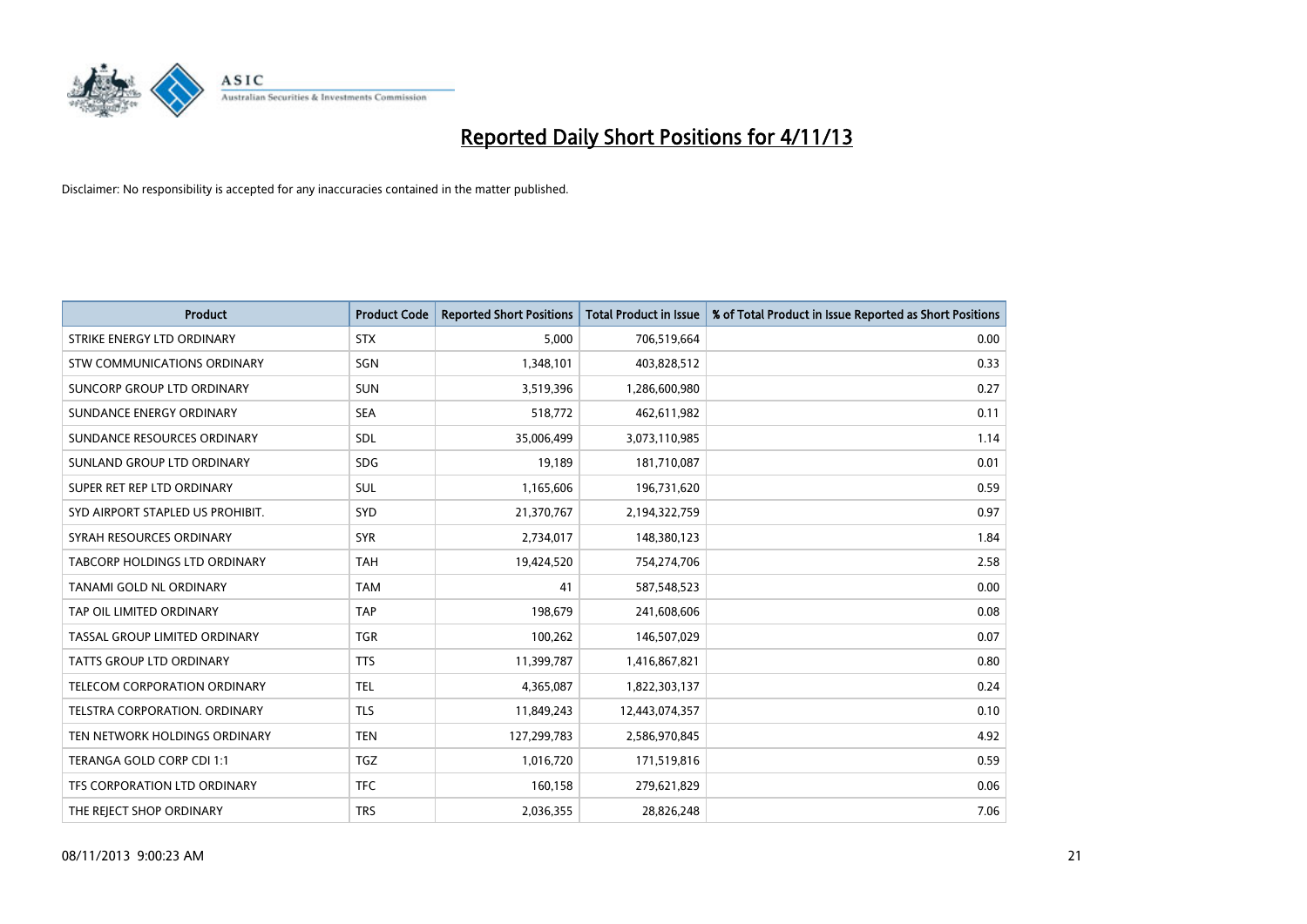# Reported Daily Short Positions for 4/11/13

Disclaimer: No responsibility is accepted for any inaccuracies contained in the matter published.

| Product | Product Code | Reported Short Positions | Total Product in Issue | % of Total Product in Issue Reported as Short Positions |
|---|---|---|---|---|
| STRIKE ENERGY LTD ORDINARY | STX | 5,000 | 706,519,664 | 0.00 |
| STW COMMUNICATIONS ORDINARY | SGN | 1,348,101 | 403,828,512 | 0.33 |
| SUNCORP GROUP LTD ORDINARY | SUN | 3,519,396 | 1,286,600,980 | 0.27 |
| SUNDANCE ENERGY ORDINARY | SEA | 518,772 | 462,611,982 | 0.11 |
| SUNDANCE RESOURCES ORDINARY | SDL | 35,006,499 | 3,073,110,985 | 1.14 |
| SUNLAND GROUP LTD ORDINARY | SDG | 19,189 | 181,710,087 | 0.01 |
| SUPER RET REP LTD ORDINARY | SUL | 1,165,606 | 196,731,620 | 0.59 |
| SYD AIRPORT STAPLED US PROHIBIT. | SYD | 21,370,767 | 2,194,322,759 | 0.97 |
| SYRAH RESOURCES ORDINARY | SYR | 2,734,017 | 148,380,123 | 1.84 |
| TABCORP HOLDINGS LTD ORDINARY | TAH | 19,424,520 | 754,274,706 | 2.58 |
| TANAMI GOLD NL ORDINARY | TAM | 41 | 587,548,523 | 0.00 |
| TAP OIL LIMITED ORDINARY | TAP | 198,679 | 241,608,606 | 0.08 |
| TASSAL GROUP LIMITED ORDINARY | TGR | 100,262 | 146,507,029 | 0.07 |
| TATTS GROUP LTD ORDINARY | TTS | 11,399,787 | 1,416,867,821 | 0.80 |
| TELECOM CORPORATION ORDINARY | TEL | 4,365,087 | 1,822,303,137 | 0.24 |
| TELSTRA CORPORATION. ORDINARY | TLS | 11,849,243 | 12,443,074,357 | 0.10 |
| TEN NETWORK HOLDINGS ORDINARY | TEN | 127,299,783 | 2,586,970,845 | 4.92 |
| TERANGA GOLD CORP CDI 1:1 | TGZ | 1,016,720 | 171,519,816 | 0.59 |
| TFS CORPORATION LTD ORDINARY | TFC | 160,158 | 279,621,829 | 0.06 |
| THE REJECT SHOP ORDINARY | TRS | 2,036,355 | 28,826,248 | 7.06 |

08/11/2013 9:00:23 AM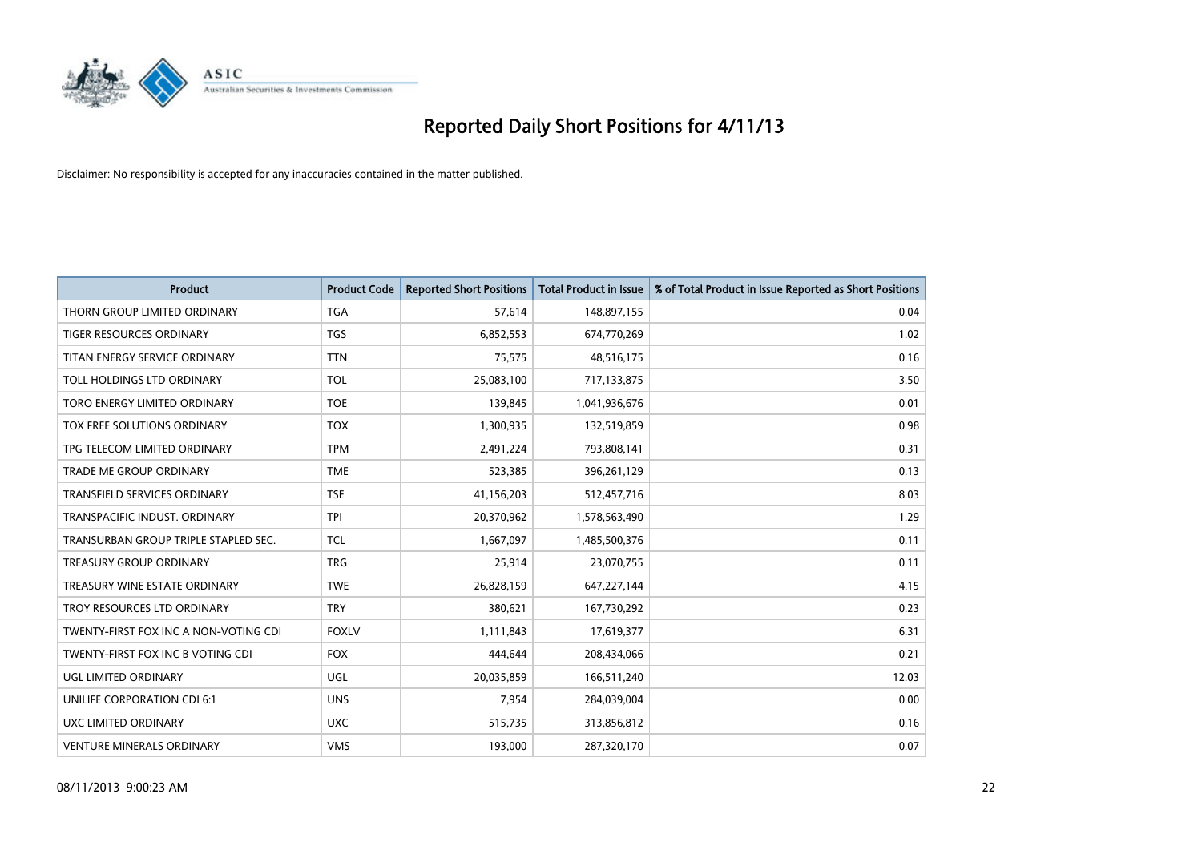# Reported Daily Short Positions for 4/11/13

Disclaimer: No responsibility is accepted for any inaccuracies contained in the matter published.

| Product | Product Code | Reported Short Positions | Total Product in Issue | % of Total Product in Issue Reported as Short Positions |
|---|---|---|---|---|
| THORN GROUP LIMITED ORDINARY | TGA | 57,614 | 148,897,155 | 0.04 |
| TIGER RESOURCES ORDINARY | TGS | 6,852,553 | 674,770,269 | 1.02 |
| TITAN ENERGY SERVICE ORDINARY | TTN | 75,575 | 48,516,175 | 0.16 |
| TOLL HOLDINGS LTD ORDINARY | TOL | 25,083,100 | 717,133,875 | 3.50 |
| TORO ENERGY LIMITED ORDINARY | TOE | 139,845 | 1,041,936,676 | 0.01 |
| TOX FREE SOLUTIONS ORDINARY | TOX | 1,300,935 | 132,519,859 | 0.98 |
| TPG TELECOM LIMITED ORDINARY | TPM | 2,491,224 | 793,808,141 | 0.31 |
| TRADE ME GROUP ORDINARY | TME | 523,385 | 396,261,129 | 0.13 |
| TRANSFIELD SERVICES ORDINARY | TSE | 41,156,203 | 512,457,716 | 8.03 |
| TRANSPACIFIC INDUST. ORDINARY | TPI | 20,370,962 | 1,578,563,490 | 1.29 |
| TRANSURBAN GROUP TRIPLE STAPLED SEC. | TCL | 1,667,097 | 1,485,500,376 | 0.11 |
| TREASURY GROUP ORDINARY | TRG | 25,914 | 23,070,755 | 0.11 |
| TREASURY WINE ESTATE ORDINARY | TWE | 26,828,159 | 647,227,144 | 4.15 |
| TROY RESOURCES LTD ORDINARY | TRY | 380,621 | 167,730,292 | 0.23 |
| TWENTY-FIRST FOX INC A NON-VOTING CDI | FOXLV | 1,111,843 | 17,619,377 | 6.31 |
| TWENTY-FIRST FOX INC B VOTING CDI | FOX | 444,644 | 208,434,066 | 0.21 |
| UGL LIMITED ORDINARY | UGL | 20,035,859 | 166,511,240 | 12.03 |
| UNILIFE CORPORATION CDI 6:1 | UNS | 7,954 | 284,039,004 | 0.00 |
| UXC LIMITED ORDINARY | UXC | 515,735 | 313,856,812 | 0.16 |
| VENTURE MINERALS ORDINARY | VMS | 193,000 | 287,320,170 | 0.07 |

08/11/2013 9:00:23 AM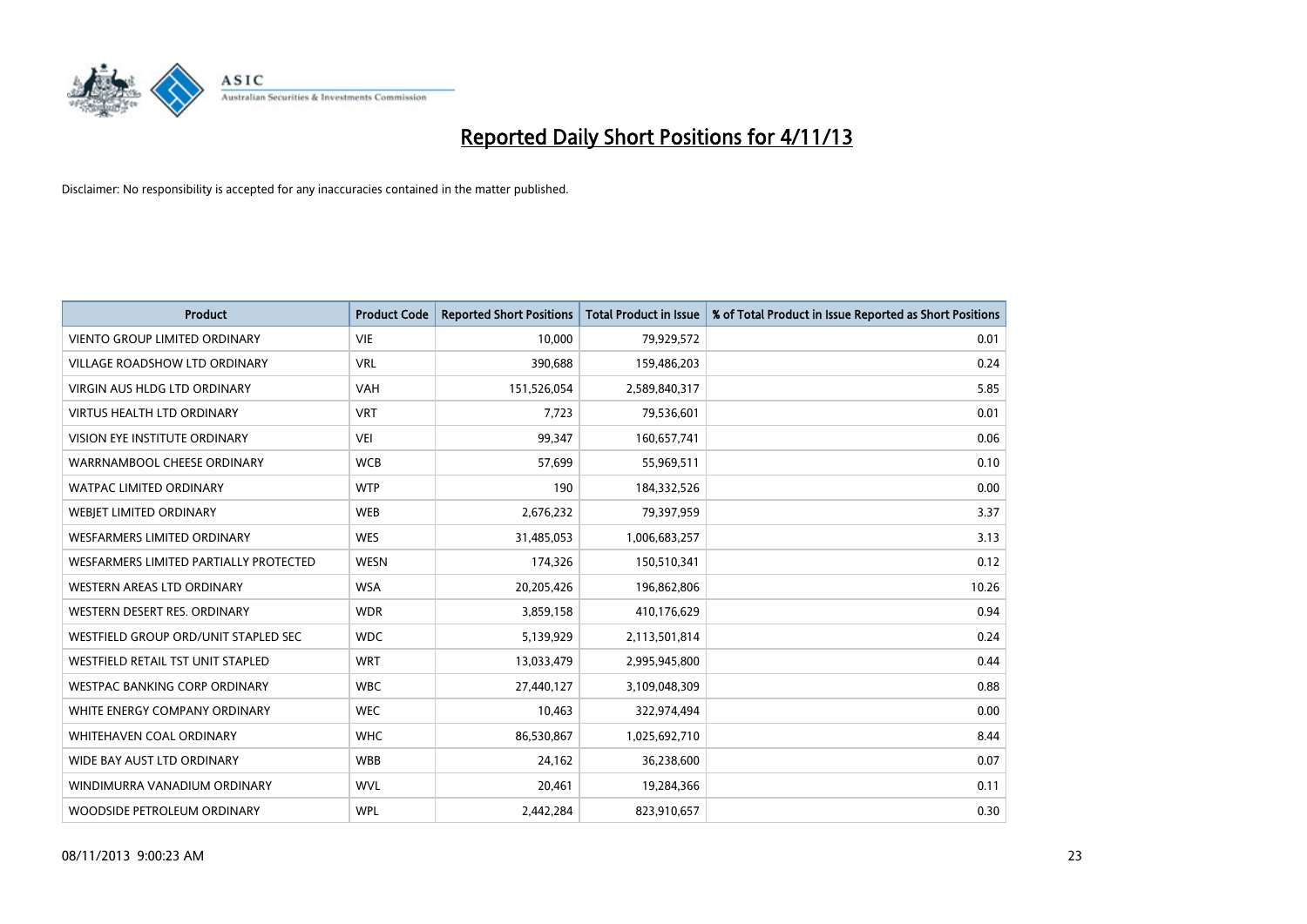# Reported Daily Short Positions for 4/11/13

Disclaimer: No responsibility is accepted for any inaccuracies contained in the matter published.

| Product | Product Code | Reported Short Positions | Total Product in Issue | % of Total Product in Issue Reported as Short Positions |
|---|---|---|---|---|
| VIENTO GROUP LIMITED ORDINARY | VIE | 10,000 | 79,929,572 | 0.01 |
| VILLAGE ROADSHOW LTD ORDINARY | VRL | 390,688 | 159,486,203 | 0.24 |
| VIRGIN AUS HLDG LTD ORDINARY | VAH | 151,526,054 | 2,589,840,317 | 5.85 |
| VIRTUS HEALTH LTD ORDINARY | VRT | 7,723 | 79,536,601 | 0.01 |
| VISION EYE INSTITUTE ORDINARY | VEI | 99,347 | 160,657,741 | 0.06 |
| WARRNAMBOOL CHEESE ORDINARY | WCB | 57,699 | 55,969,511 | 0.10 |
| WATPAC LIMITED ORDINARY | WTP | 190 | 184,332,526 | 0.00 |
| WEBJET LIMITED ORDINARY | WEB | 2,676,232 | 79,397,959 | 3.37 |
| WESFARMERS LIMITED ORDINARY | WES | 31,485,053 | 1,006,683,257 | 3.13 |
| WESFARMERS LIMITED PARTIALLY PROTECTED | WESN | 174,326 | 150,510,341 | 0.12 |
| WESTERN AREAS LTD ORDINARY | WSA | 20,205,426 | 196,862,806 | 10.26 |
| WESTERN DESERT RES. ORDINARY | WDR | 3,859,158 | 410,176,629 | 0.94 |
| WESTFIELD GROUP ORD/UNIT STAPLED SEC | WDC | 5,139,929 | 2,113,501,814 | 0.24 |
| WESTFIELD RETAIL TST UNIT STAPLED | WRT | 13,033,479 | 2,995,945,800 | 0.44 |
| WESTPAC BANKING CORP ORDINARY | WBC | 27,440,127 | 3,109,048,309 | 0.88 |
| WHITE ENERGY COMPANY ORDINARY | WEC | 10,463 | 322,974,494 | 0.00 |
| WHITEHAVEN COAL ORDINARY | WHC | 86,530,867 | 1,025,692,710 | 8.44 |
| WIDE BAY AUST LTD ORDINARY | WBB | 24,162 | 36,238,600 | 0.07 |
| WINDIMURRA VANADIUM ORDINARY | WVL | 20,461 | 19,284,366 | 0.11 |
| WOODSIDE PETROLEUM ORDINARY | WPL | 2,442,284 | 823,910,657 | 0.30 |

08/11/2013 9:00:23 AM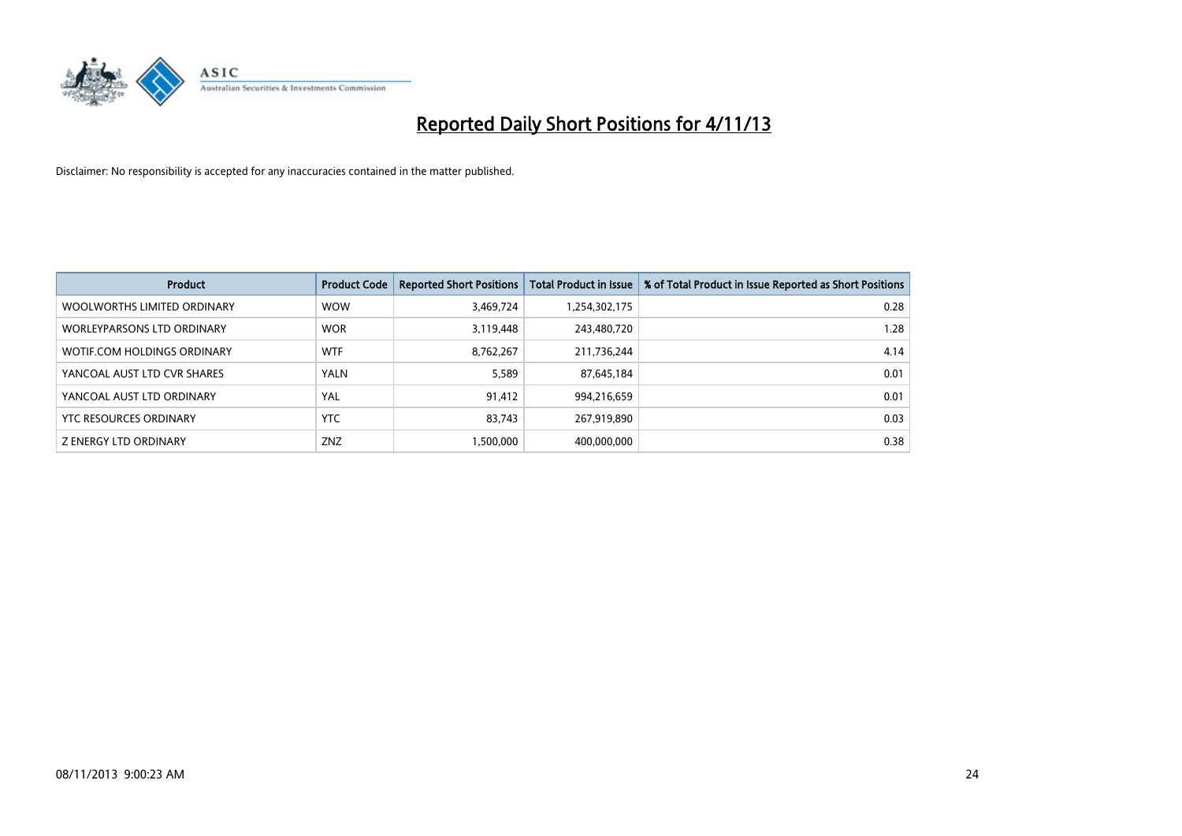# Reported Daily Short Positions for 4/11/13

Disclaimer: No responsibility is accepted for any inaccuracies contained in the matter published.

| Product | Product Code | Reported Short Positions | Total Product in Issue | % of Total Product in Issue Reported as Short Positions |
|---|---|---|---|---|
| WOOLWORTHS LIMITED ORDINARY | WOW | 3,469,724 | 1,254,302,175 | 0.28 |
| WORLEYPARSONS LTD ORDINARY | WOR | 3,119,448 | 243,480,720 | 1.28 |
| WOTIF.COM HOLDINGS ORDINARY | WTF | 8,762,267 | 211,736,244 | 4.14 |
| YANCOAL AUST LTD CVR SHARES | YALN | 5,589 | 87,645,184 | 0.01 |
| YANCOAL AUST LTD ORDINARY | YAL | 91,412 | 994,216,659 | 0.01 |
| YTC RESOURCES ORDINARY | YTC | 83,743 | 267,919,890 | 0.03 |
| Z ENERGY LTD ORDINARY | ZNZ | 1,500,000 | 400,000,000 | 0.38 |

08/11/2013 9:00:23 AM